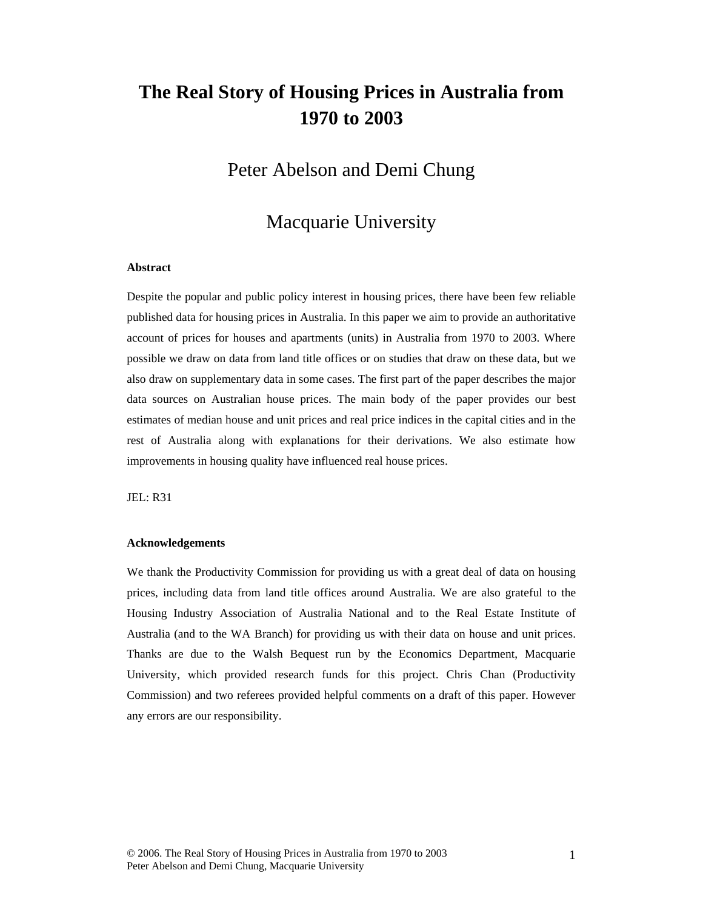# The Real Story of Housing Prices in Australia from 1970 to 2003

Peter Abelson and Demi Chung

Macquarie University

**Abstract**

Despite the popular and public policy interest in housing prices, there have been few reliable published data for housing prices in Australia. In this paper we aim to provide an authoritative account of prices for houses and apartments (units) in Australia from 1970 to 2003. Where possible we draw on data from land title offices or on studies that draw on these data, but we also draw on supplementary data in some cases. The first part of the paper describes the major data sources on Australian house prices. The main body of the paper provides our best estimates of median house and unit prices and real price indices in the capital cities and in the rest of Australia along with explanations for their derivations. We also estimate how improvements in housing quality have influenced real house prices.

JEL: R31

**Acknowledgements**

We thank the Productivity Commission for providing us with a great deal of data on housing prices, including data from land title offices around Australia. We are also grateful to the Housing Industry Association of Australia National and to the Real Estate Institute of Australia (and to the WA Branch) for providing us with their data on house and unit prices. Thanks are due to the Walsh Bequest run by the Economics Department, Macquarie University, which provided research funds for this project. Chris Chan (Productivity Commission) and two referees provided helpful comments on a draft of this paper. However any errors are our responsibility.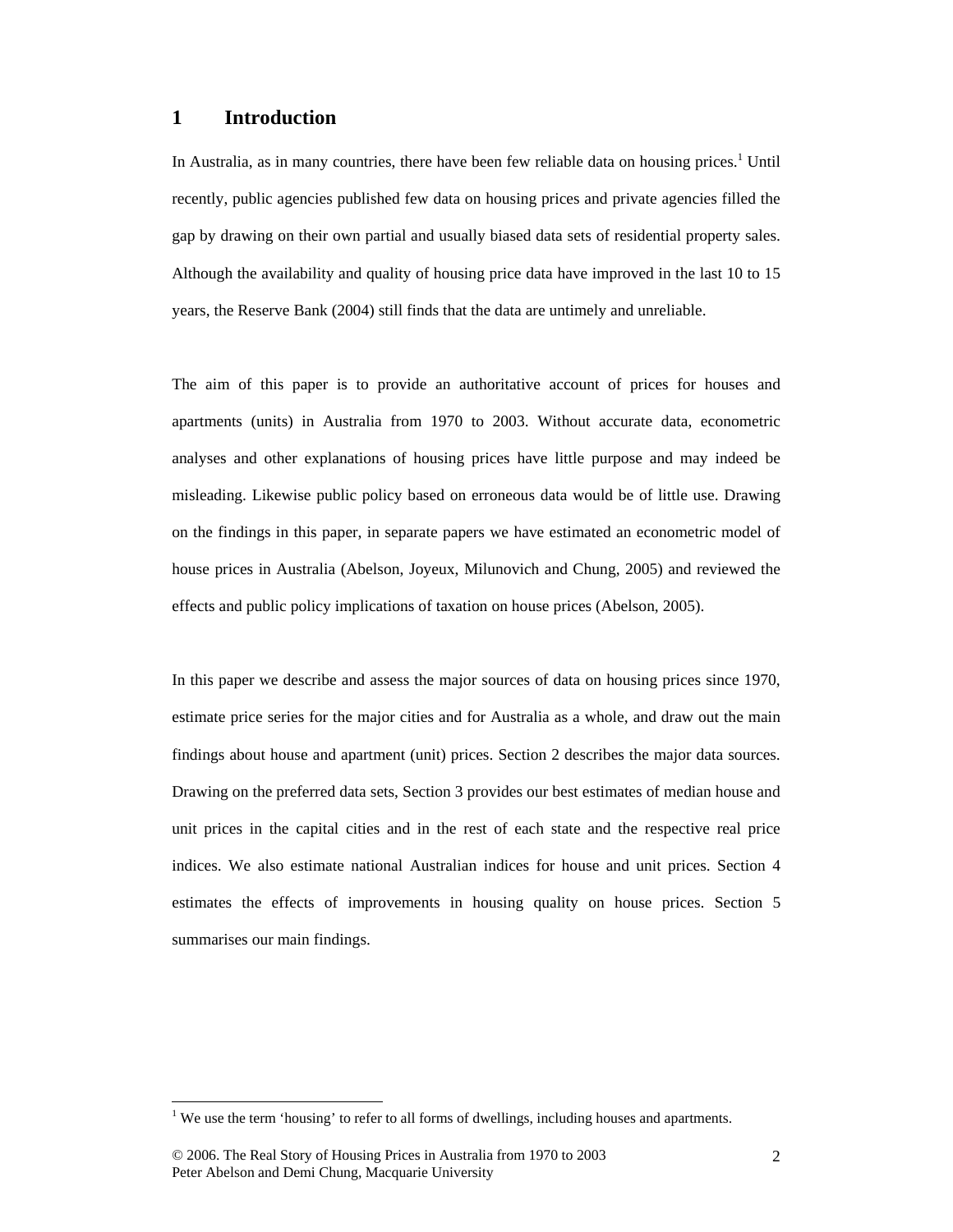# 1 Introduction

In Australia, as in many countries, there have been few reliable data on housing prices.[1] Until recently, public agencies published few data on housing prices and private agencies filled the gap by drawing on their own partial and usually biased data sets of residential property sales. Although the availability and quality of housing price data have improved in the last 10 to 15 years, the Reserve Bank (2004) still finds that the data are untimely and unreliable.

The aim of this paper is to provide an authoritative account of prices for houses and apartments (units) in Australia from 1970 to 2003. Without accurate data, econometric analyses and other explanations of housing prices have little purpose and may indeed be misleading. Likewise public policy based on erroneous data would be of little use. Drawing on the findings in this paper, in separate papers we have estimated an econometric model of house prices in Australia (Abelson, Joyeux, Milunovich and Chung, 2005) and reviewed the effects and public policy implications of taxation on house prices (Abelson, 2005).

In this paper we describe and assess the major sources of data on housing prices since 1970, estimate price series for the major cities and for Australia as a whole, and draw out the main findings about house and apartment (unit) prices. Section 2 describes the major data sources. Drawing on the preferred data sets, Section 3 provides our best estimates of median house and unit prices in the capital cities and in the rest of each state and the respective real price indices. We also estimate national Australian indices for house and unit prices. Section 4 estimates the effects of improvements in housing quality on house prices. Section 5 summarises our main findings.

[1] We use the term 'housing' to refer to all forms of dwellings, including houses and apartments.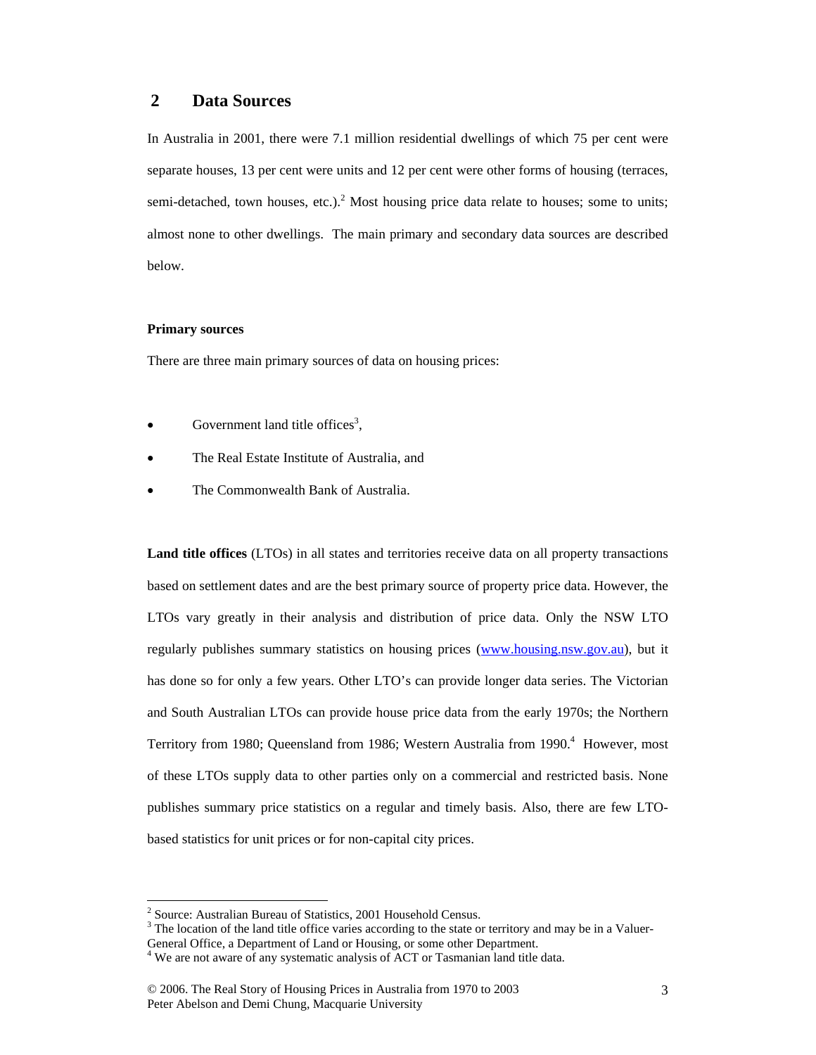## 2 Data Sources

In Australia in 2001, there were 7.1 million residential dwellings of which 75 per cent were separate houses, 13 per cent were units and 12 per cent were other forms of housing (terraces, semi-detached, town houses, etc.).[2] Most housing price data relate to houses; some to units; almost none to other dwellings. The main primary and secondary data sources are described below.

**Primary sources**

There are three main primary sources of data on housing prices:

- Government land title offices[3],
- The Real Estate Institute of Australia, and
- The Commonwealth Bank of Australia.

**Land title offices** (LTOs) in all states and territories receive data on all property transactions based on settlement dates and are the best primary source of property price data. However, the LTOs vary greatly in their analysis and distribution of price data. Only the NSW LTO regularly publishes summary statistics on housing prices (www.housing.nsw.gov.au), but it has done so for only a few years. Other LTO's can provide longer data series. The Victorian and South Australian LTOs can provide house price data from the early 1970s; the Northern Territory from 1980; Queensland from 1986; Western Australia from 1990.[4] However, most of these LTOs supply data to other parties only on a commercial and restricted basis. None publishes summary price statistics on a regular and timely basis. Also, there are few LTO-based statistics for unit prices or for non-capital city prices.

---

[2] Source: Australian Bureau of Statistics, 2001 Household Census.

[3] The location of the land title office varies according to the state or territory and may be in a Valuer-General Office, a Department of Land or Housing, or some other Department.

[4] We are not aware of any systematic analysis of ACT or Tasmanian land title data.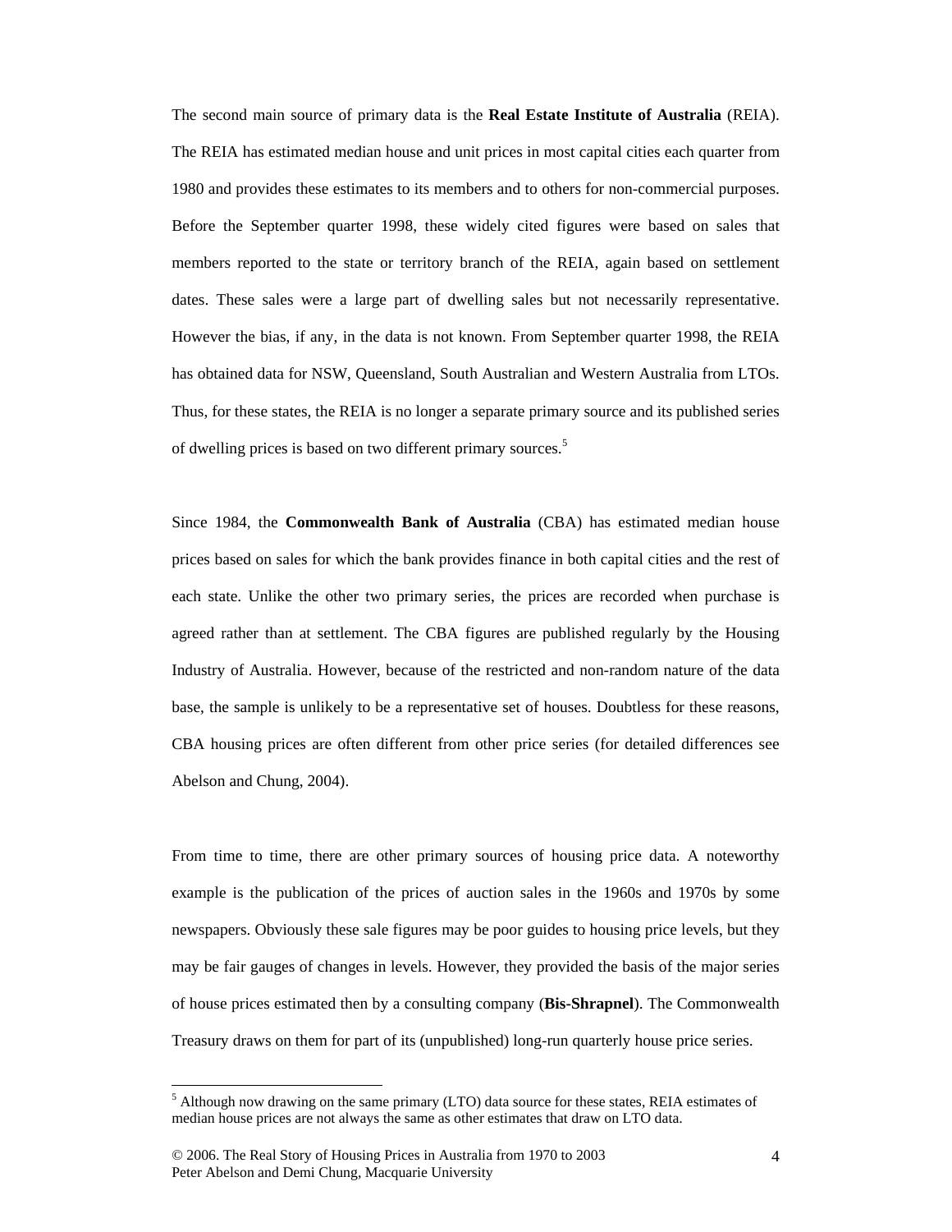The second main source of primary data is the **Real Estate Institute of Australia** (REIA). The REIA has estimated median house and unit prices in most capital cities each quarter from 1980 and provides these estimates to its members and to others for non-commercial purposes. Before the September quarter 1998, these widely cited figures were based on sales that members reported to the state or territory branch of the REIA, again based on settlement dates. These sales were a large part of dwelling sales but not necessarily representative. However the bias, if any, in the data is not known. From September quarter 1998, the REIA has obtained data for NSW, Queensland, South Australian and Western Australia from LTOs. Thus, for these states, the REIA is no longer a separate primary source and its published series of dwelling prices is based on two different primary sources.[5]

Since 1984, the **Commonwealth Bank of Australia** (CBA) has estimated median house prices based on sales for which the bank provides finance in both capital cities and the rest of each state. Unlike the other two primary series, the prices are recorded when purchase is agreed rather than at settlement. The CBA figures are published regularly by the Housing Industry of Australia. However, because of the restricted and non-random nature of the data base, the sample is unlikely to be a representative set of houses. Doubtless for these reasons, CBA housing prices are often different from other price series (for detailed differences see Abelson and Chung, 2004).

From time to time, there are other primary sources of housing price data. A noteworthy example is the publication of the prices of auction sales in the 1960s and 1970s by some newspapers. Obviously these sale figures may be poor guides to housing price levels, but they may be fair gauges of changes in levels. However, they provided the basis of the major series of house prices estimated then by a consulting company (**Bis-Shrapnel**). The Commonwealth Treasury draws on them for part of its (unpublished) long-run quarterly house price series.

[5] Although now drawing on the same primary (LTO) data source for these states, REIA estimates of median house prices are not always the same as other estimates that draw on LTO data.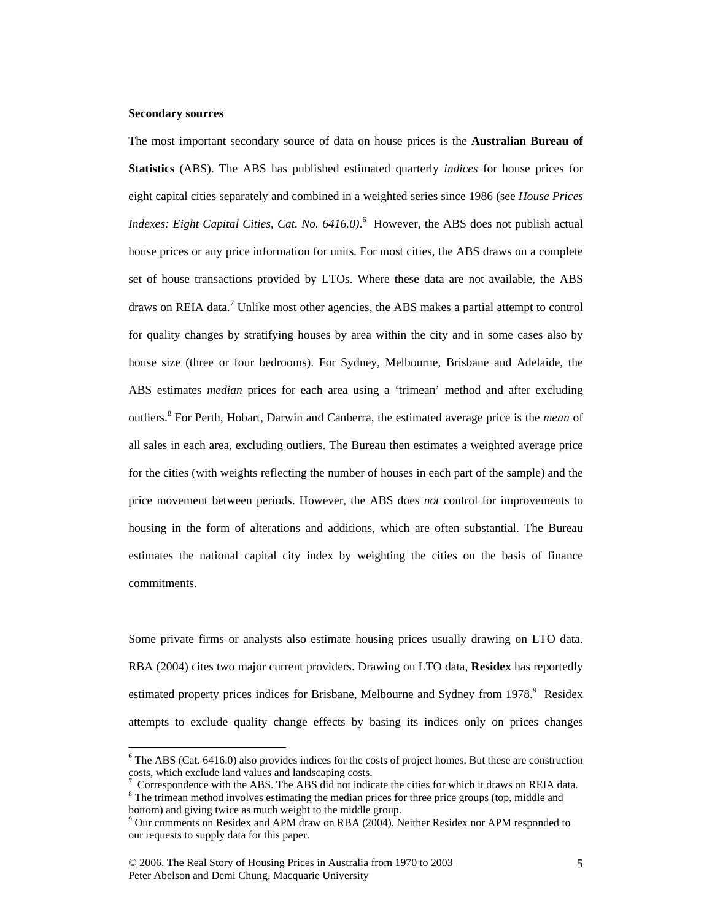**Secondary sources**

The most important secondary source of data on house prices is the **Australian Bureau of Statistics** (ABS). The ABS has published estimated quarterly *indices* for house prices for eight capital cities separately and combined in a weighted series since 1986 (see *House Prices Indexes: Eight Capital Cities, Cat. No. 6416.0)*.[6] However, the ABS does not publish actual house prices or any price information for units. For most cities, the ABS draws on a complete set of house transactions provided by LTOs. Where these data are not available, the ABS draws on REIA data.[7] Unlike most other agencies, the ABS makes a partial attempt to control for quality changes by stratifying houses by area within the city and in some cases also by house size (three or four bedrooms). For Sydney, Melbourne, Brisbane and Adelaide, the ABS estimates *median* prices for each area using a 'trimean' method and after excluding outliers.[8] For Perth, Hobart, Darwin and Canberra, the estimated average price is the *mean* of all sales in each area, excluding outliers. The Bureau then estimates a weighted average price for the cities (with weights reflecting the number of houses in each part of the sample) and the price movement between periods. However, the ABS does *not* control for improvements to housing in the form of alterations and additions, which are often substantial. The Bureau estimates the national capital city index by weighting the cities on the basis of finance commitments.

Some private firms or analysts also estimate housing prices usually drawing on LTO data. RBA (2004) cites two major current providers. Drawing on LTO data, **Residex** has reportedly estimated property prices indices for Brisbane, Melbourne and Sydney from 1978.[9] Residex attempts to exclude quality change effects by basing its indices only on prices changes

---

[6] The ABS (Cat. 6416.0) also provides indices for the costs of project homes. But these are construction costs, which exclude land values and landscaping costs.

[7] Correspondence with the ABS. The ABS did not indicate the cities for which it draws on REIA data.

[8] The trimean method involves estimating the median prices for three price groups (top, middle and bottom) and giving twice as much weight to the middle group.

[9] Our comments on Residex and APM draw on RBA (2004). Neither Residex nor APM responded to our requests to supply data for this paper.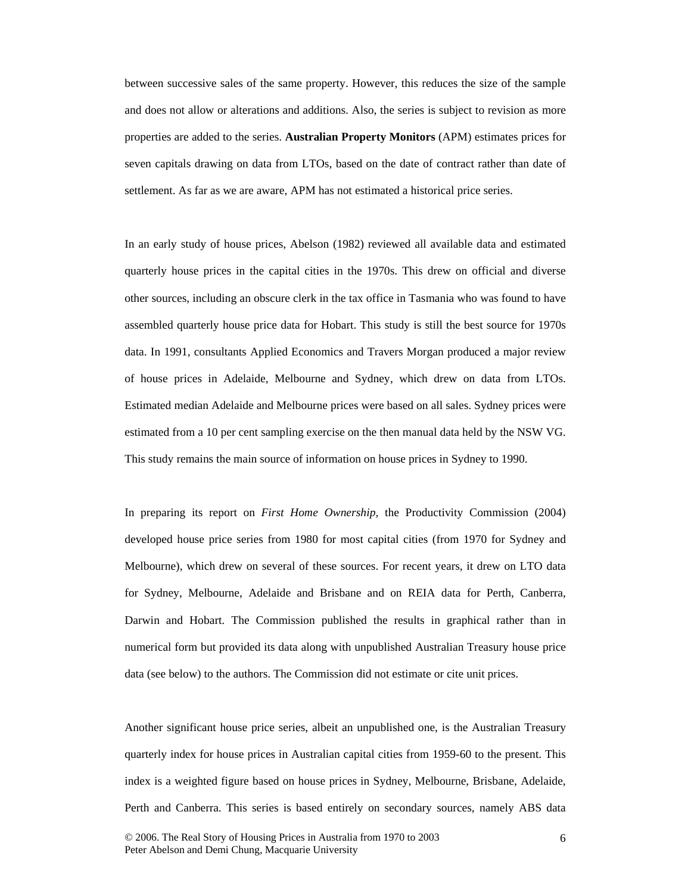between successive sales of the same property. However, this reduces the size of the sample and does not allow or alterations and additions. Also, the series is subject to revision as more properties are added to the series. **Australian Property Monitors** (APM) estimates prices for seven capitals drawing on data from LTOs, based on the date of contract rather than date of settlement. As far as we are aware, APM has not estimated a historical price series.

In an early study of house prices, Abelson (1982) reviewed all available data and estimated quarterly house prices in the capital cities in the 1970s. This drew on official and diverse other sources, including an obscure clerk in the tax office in Tasmania who was found to have assembled quarterly house price data for Hobart. This study is still the best source for 1970s data. In 1991, consultants Applied Economics and Travers Morgan produced a major review of house prices in Adelaide, Melbourne and Sydney, which drew on data from LTOs. Estimated median Adelaide and Melbourne prices were based on all sales. Sydney prices were estimated from a 10 per cent sampling exercise on the then manual data held by the NSW VG. This study remains the main source of information on house prices in Sydney to 1990.

In preparing its report on *First Home Ownership,* the Productivity Commission (2004) developed house price series from 1980 for most capital cities (from 1970 for Sydney and Melbourne), which drew on several of these sources. For recent years, it drew on LTO data for Sydney, Melbourne, Adelaide and Brisbane and on REIA data for Perth, Canberra, Darwin and Hobart. The Commission published the results in graphical rather than in numerical form but provided its data along with unpublished Australian Treasury house price data (see below) to the authors. The Commission did not estimate or cite unit prices.

Another significant house price series, albeit an unpublished one, is the Australian Treasury quarterly index for house prices in Australian capital cities from 1959-60 to the present. This index is a weighted figure based on house prices in Sydney, Melbourne, Brisbane, Adelaide, Perth and Canberra. This series is based entirely on secondary sources, namely ABS data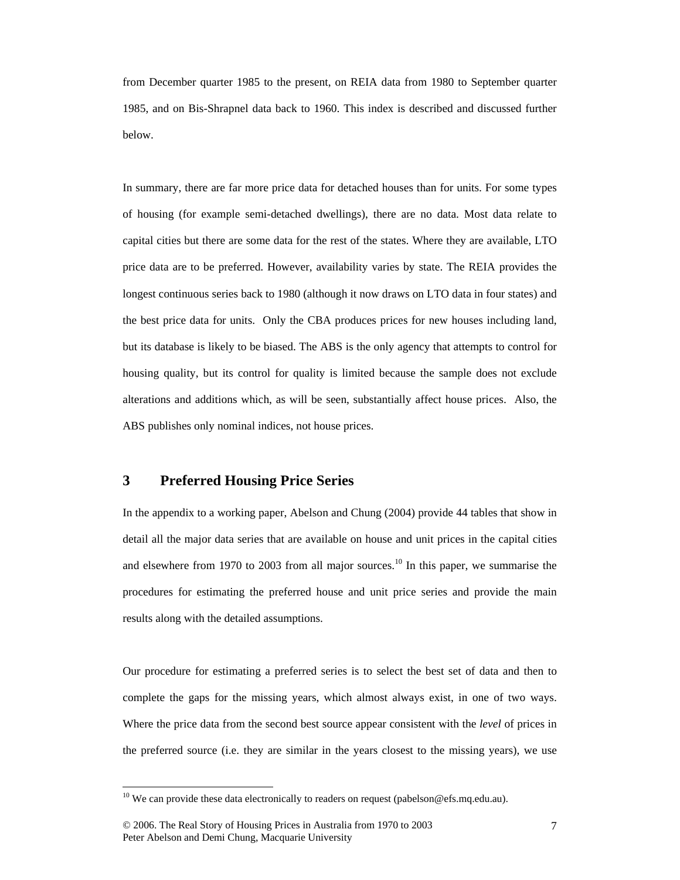from December quarter 1985 to the present, on REIA data from 1980 to September quarter 1985, and on Bis-Shrapnel data back to 1960. This index is described and discussed further below.

In summary, there are far more price data for detached houses than for units. For some types of housing (for example semi-detached dwellings), there are no data. Most data relate to capital cities but there are some data for the rest of the states. Where they are available, LTO price data are to be preferred. However, availability varies by state. The REIA provides the longest continuous series back to 1980 (although it now draws on LTO data in four states) and the best price data for units. Only the CBA produces prices for new houses including land, but its database is likely to be biased. The ABS is the only agency that attempts to control for housing quality, but its control for quality is limited because the sample does not exclude alterations and additions which, as will be seen, substantially affect house prices. Also, the ABS publishes only nominal indices, not house prices.

## 3 Preferred Housing Price Series

In the appendix to a working paper, Abelson and Chung (2004) provide 44 tables that show in detail all the major data series that are available on house and unit prices in the capital cities and elsewhere from 1970 to 2003 from all major sources.[10] In this paper, we summarise the procedures for estimating the preferred house and unit price series and provide the main results along with the detailed assumptions.

Our procedure for estimating a preferred series is to select the best set of data and then to complete the gaps for the missing years, which almost always exist, in one of two ways. Where the price data from the second best source appear consistent with the *level* of prices in the preferred source (i.e. they are similar in the years closest to the missing years), we use

[10] We can provide these data electronically to readers on request (pabelson@efs.mq.edu.au).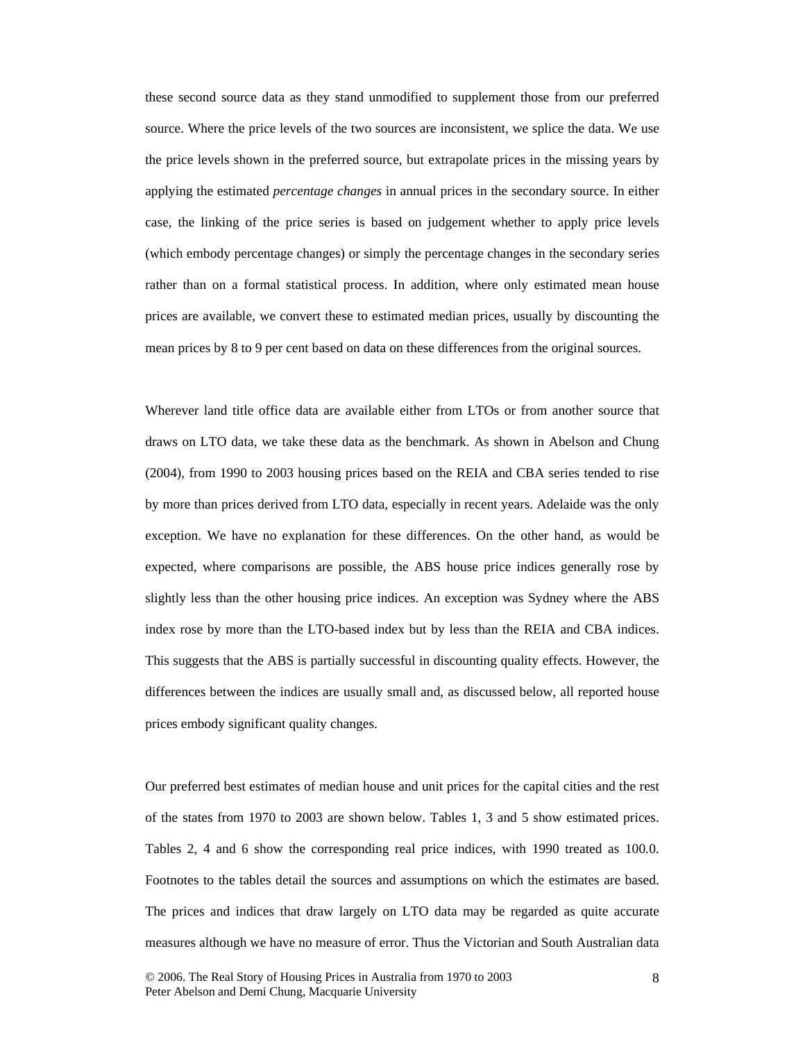these second source data as they stand unmodified to supplement those from our preferred source. Where the price levels of the two sources are inconsistent, we splice the data. We use the price levels shown in the preferred source, but extrapolate prices in the missing years by applying the estimated *percentage changes* in annual prices in the secondary source. In either case, the linking of the price series is based on judgement whether to apply price levels (which embody percentage changes) or simply the percentage changes in the secondary series rather than on a formal statistical process. In addition, where only estimated mean house prices are available, we convert these to estimated median prices, usually by discounting the mean prices by 8 to 9 per cent based on data on these differences from the original sources.

Wherever land title office data are available either from LTOs or from another source that draws on LTO data, we take these data as the benchmark. As shown in Abelson and Chung (2004), from 1990 to 2003 housing prices based on the REIA and CBA series tended to rise by more than prices derived from LTO data, especially in recent years. Adelaide was the only exception. We have no explanation for these differences. On the other hand, as would be expected, where comparisons are possible, the ABS house price indices generally rose by slightly less than the other housing price indices. An exception was Sydney where the ABS index rose by more than the LTO-based index but by less than the REIA and CBA indices. This suggests that the ABS is partially successful in discounting quality effects. However, the differences between the indices are usually small and, as discussed below, all reported house prices embody significant quality changes.

Our preferred best estimates of median house and unit prices for the capital cities and the rest of the states from 1970 to 2003 are shown below. Tables 1, 3 and 5 show estimated prices. Tables 2, 4 and 6 show the corresponding real price indices, with 1990 treated as 100.0. Footnotes to the tables detail the sources and assumptions on which the estimates are based. The prices and indices that draw largely on LTO data may be regarded as quite accurate measures although we have no measure of error. Thus the Victorian and South Australian data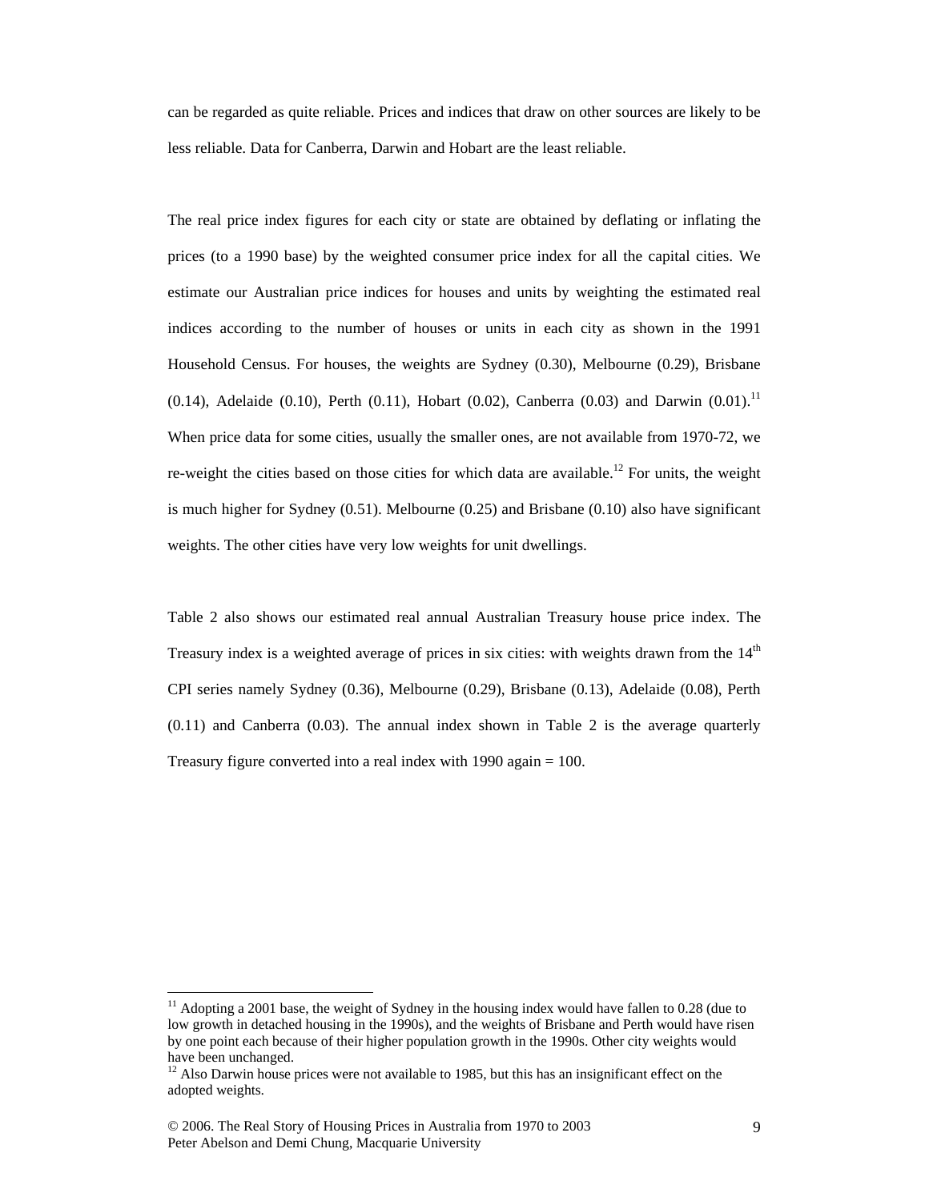can be regarded as quite reliable. Prices and indices that draw on other sources are likely to be less reliable. Data for Canberra, Darwin and Hobart are the least reliable.

The real price index figures for each city or state are obtained by deflating or inflating the prices (to a 1990 base) by the weighted consumer price index for all the capital cities. We estimate our Australian price indices for houses and units by weighting the estimated real indices according to the number of houses or units in each city as shown in the 1991 Household Census. For houses, the weights are Sydney (0.30), Melbourne (0.29), Brisbane (0.14), Adelaide (0.10), Perth (0.11), Hobart (0.02), Canberra (0.03) and Darwin (0.01).[11] When price data for some cities, usually the smaller ones, are not available from 1970-72, we re-weight the cities based on those cities for which data are available.[12] For units, the weight is much higher for Sydney (0.51). Melbourne (0.25) and Brisbane (0.10) also have significant weights. The other cities have very low weights for unit dwellings.

Table 2 also shows our estimated real annual Australian Treasury house price index. The Treasury index is a weighted average of prices in six cities: with weights drawn from the 14th CPI series namely Sydney (0.36), Melbourne (0.29), Brisbane (0.13), Adelaide (0.08), Perth (0.11) and Canberra (0.03). The annual index shown in Table 2 is the average quarterly Treasury figure converted into a real index with 1990 again = 100.

---

[11] Adopting a 2001 base, the weight of Sydney in the housing index would have fallen to 0.28 (due to low growth in detached housing in the 1990s), and the weights of Brisbane and Perth would have risen by one point each because of their higher population growth in the 1990s. Other city weights would have been unchanged.

[12] Also Darwin house prices were not available to 1985, but this has an insignificant effect on the adopted weights.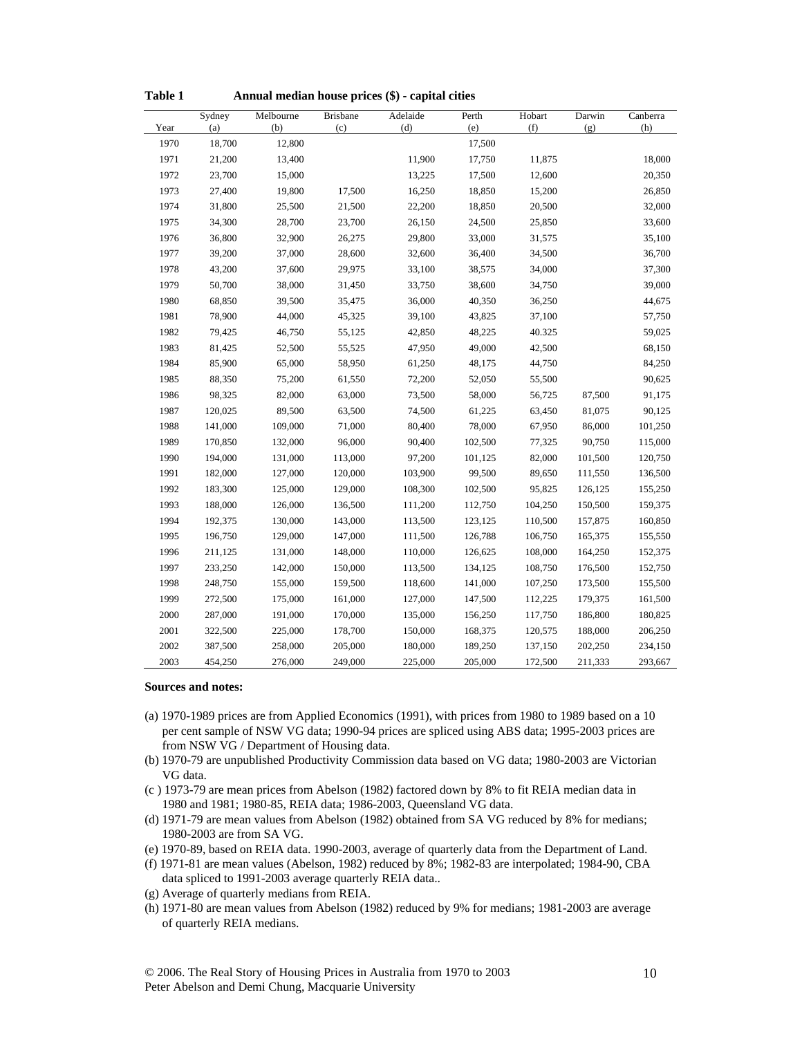**Table 1 Annual median house prices ($) - capital cities**

| Year | Sydney (a) | Melbourne (b) | Brisbane (c) | Adelaide (d) | Perth (e) | Hobart (f) | Darwin (g) | Canberra (h) |
|---|---|---|---|---|---|---|---|---|
| 1970 | 18,700 | 12,800 | | | 17,500 | | | |
| 1971 | 21,200 | 13,400 | | 11,900 | 17,750 | 11,875 | | 18,000 |
| 1972 | 23,700 | 15,000 | | 13,225 | 17,500 | 12,600 | | 20,350 |
| 1973 | 27,400 | 19,800 | 17,500 | 16,250 | 18,850 | 15,200 | | 26,850 |
| 1974 | 31,800 | 25,500 | 21,500 | 22,200 | 18,850 | 20,500 | | 32,000 |
| 1975 | 34,300 | 28,700 | 23,700 | 26,150 | 24,500 | 25,850 | | 33,600 |
| 1976 | 36,800 | 32,900 | 26,275 | 29,800 | 33,000 | 31,575 | | 35,100 |
| 1977 | 39,200 | 37,000 | 28,600 | 32,600 | 36,400 | 34,500 | | 36,700 |
| 1978 | 43,200 | 37,600 | 29,975 | 33,100 | 38,575 | 34,000 | | 37,300 |
| 1979 | 50,700 | 38,000 | 31,450 | 33,750 | 38,600 | 34,750 | | 39,000 |
| 1980 | 68,850 | 39,500 | 35,475 | 36,000 | 40,350 | 36,250 | | 44,675 |
| 1981 | 78,900 | 44,000 | 45,325 | 39,100 | 43,825 | 37,100 | | 57,750 |
| 1982 | 79,425 | 46,750 | 55,125 | 42,850 | 48,225 | 40.325 | | 59,025 |
| 1983 | 81,425 | 52,500 | 55,525 | 47,950 | 49,000 | 42,500 | | 68,150 |
| 1984 | 85,900 | 65,000 | 58,950 | 61,250 | 48,175 | 44,750 | | 84,250 |
| 1985 | 88,350 | 75,200 | 61,550 | 72,200 | 52,050 | 55,500 | | 90,625 |
| 1986 | 98,325 | 82,000 | 63,000 | 73,500 | 58,000 | 56,725 | 87,500 | 91,175 |
| 1987 | 120,025 | 89,500 | 63,500 | 74,500 | 61,225 | 63,450 | 81,075 | 90,125 |
| 1988 | 141,000 | 109,000 | 71,000 | 80,400 | 78,000 | 67,950 | 86,000 | 101,250 |
| 1989 | 170,850 | 132,000 | 96,000 | 90,400 | 102,500 | 77,325 | 90,750 | 115,000 |
| 1990 | 194,000 | 131,000 | 113,000 | 97,200 | 101,125 | 82,000 | 101,500 | 120,750 |
| 1991 | 182,000 | 127,000 | 120,000 | 103,900 | 99,500 | 89,650 | 111,550 | 136,500 |
| 1992 | 183,300 | 125,000 | 129,000 | 108,300 | 102,500 | 95,825 | 126,125 | 155,250 |
| 1993 | 188,000 | 126,000 | 136,500 | 111,200 | 112,750 | 104,250 | 150,500 | 159,375 |
| 1994 | 192,375 | 130,000 | 143,000 | 113,500 | 123,125 | 110,500 | 157,875 | 160,850 |
| 1995 | 196,750 | 129,000 | 147,000 | 111,500 | 126,788 | 106,750 | 165,375 | 155,550 |
| 1996 | 211,125 | 131,000 | 148,000 | 110,000 | 126,625 | 108,000 | 164,250 | 152,375 |
| 1997 | 233,250 | 142,000 | 150,000 | 113,500 | 134,125 | 108,750 | 176,500 | 152,750 |
| 1998 | 248,750 | 155,000 | 159,500 | 118,600 | 141,000 | 107,250 | 173,500 | 155,500 |
| 1999 | 272,500 | 175,000 | 161,000 | 127,000 | 147,500 | 112,225 | 179,375 | 161,500 |
| 2000 | 287,000 | 191,000 | 170,000 | 135,000 | 156,250 | 117,750 | 186,800 | 180,825 |
| 2001 | 322,500 | 225,000 | 178,700 | 150,000 | 168,375 | 120,575 | 188,000 | 206,250 |
| 2002 | 387,500 | 258,000 | 205,000 | 180,000 | 189,250 | 137,150 | 202,250 | 234,150 |
| 2003 | 454,250 | 276,000 | 249,000 | 225,000 | 205,000 | 172,500 | 211,333 | 293,667 |

**Sources and notes:**

(a) 1970-1989 prices are from Applied Economics (1991), with prices from 1980 to 1989 based on a 10 per cent sample of NSW VG data; 1990-94 prices are spliced using ABS data; 1995-2003 prices are from NSW VG / Department of Housing data.

(b) 1970-79 are unpublished Productivity Commission data based on VG data; 1980-2003 are Victorian VG data.

(c ) 1973-79 are mean prices from Abelson (1982) factored down by 8% to fit REIA median data in 1980 and 1981; 1980-85, REIA data; 1986-2003, Queensland VG data.

(d) 1971-79 are mean values from Abelson (1982) obtained from SA VG reduced by 8% for medians; 1980-2003 are from SA VG.

(e) 1970-89, based on REIA data. 1990-2003, average of quarterly data from the Department of Land.

(f) 1971-81 are mean values (Abelson, 1982) reduced by 8%; 1982-83 are interpolated; 1984-90, CBA data spliced to 1991-2003 average quarterly REIA data..

(g) Average of quarterly medians from REIA.

(h) 1971-80 are mean values from Abelson (1982) reduced by 9% for medians; 1981-2003 are average of quarterly REIA medians.

© 2006. The Real Story of Housing Prices in Australia from 1970 to 2003
Peter Abelson and Demi Chung, Macquarie University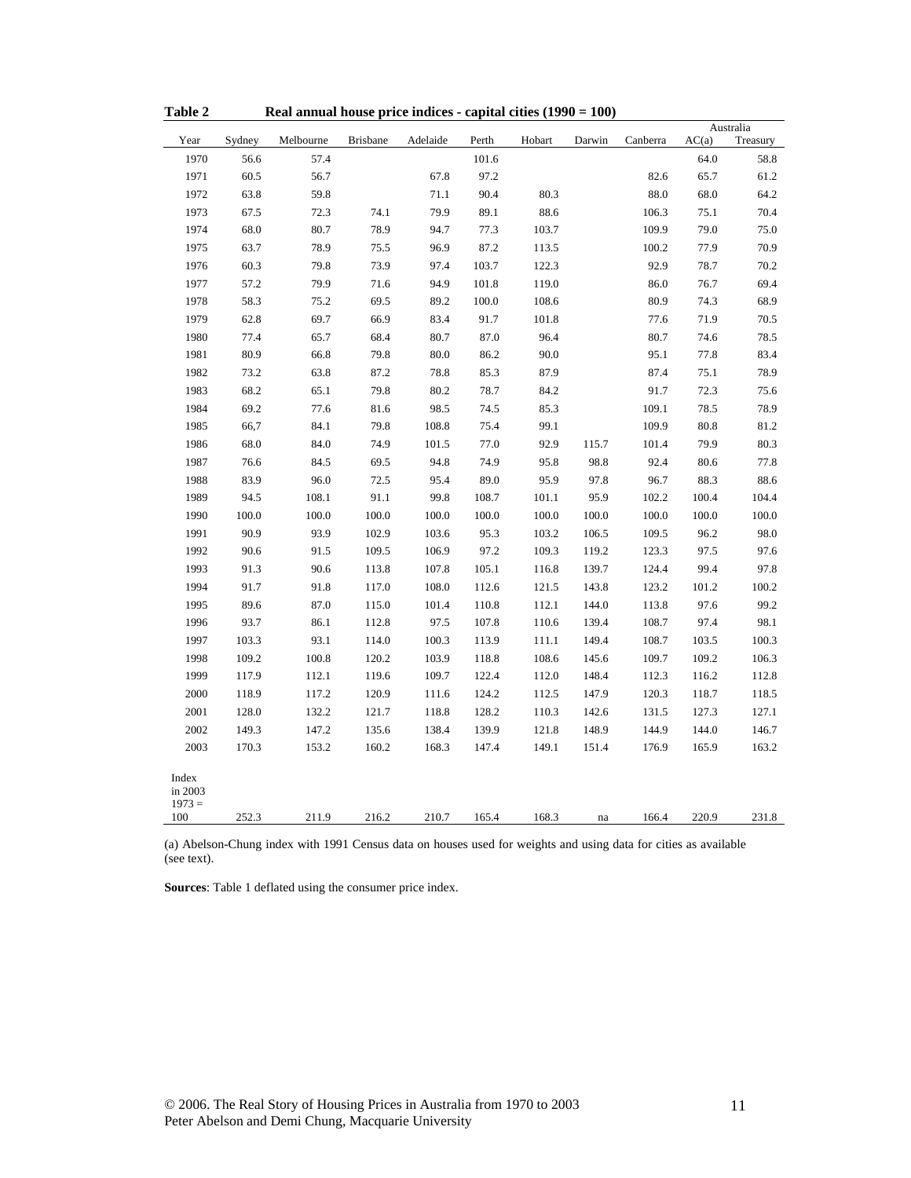**Table 2 Real annual house price indices - capital cities (1990 = 100)**

| Year | Sydney | Melbourne | Brisbane | Adelaide | Perth | Hobart | Darwin | Canberra | Australia AC(a) | Australia Treasury |
|---|---|---|---|---|---|---|---|---|---|---|
| 1970 | 56.6 | 57.4 | | | 101.6 | | | | 64.0 | 58.8 |
| 1971 | 60.5 | 56.7 | | 67.8 | 97.2 | | | 82.6 | 65.7 | 61.2 |
| 1972 | 63.8 | 59.8 | | 71.1 | 90.4 | 80.3 | | 88.0 | 68.0 | 64.2 |
| 1973 | 67.5 | 72.3 | 74.1 | 79.9 | 89.1 | 88.6 | | 106.3 | 75.1 | 70.4 |
| 1974 | 68.0 | 80.7 | 78.9 | 94.7 | 77.3 | 103.7 | | 109.9 | 79.0 | 75.0 |
| 1975 | 63.7 | 78.9 | 75.5 | 96.9 | 87.2 | 113.5 | | 100.2 | 77.9 | 70.9 |
| 1976 | 60.3 | 79.8 | 73.9 | 97.4 | 103.7 | 122.3 | | 92.9 | 78.7 | 70.2 |
| 1977 | 57.2 | 79.9 | 71.6 | 94.9 | 101.8 | 119.0 | | 86.0 | 76.7 | 69.4 |
| 1978 | 58.3 | 75.2 | 69.5 | 89.2 | 100.0 | 108.6 | | 80.9 | 74.3 | 68.9 |
| 1979 | 62.8 | 69.7 | 66.9 | 83.4 | 91.7 | 101.8 | | 77.6 | 71.9 | 70.5 |
| 1980 | 77.4 | 65.7 | 68.4 | 80.7 | 87.0 | 96.4 | | 80.7 | 74.6 | 78.5 |
| 1981 | 80.9 | 66.8 | 79.8 | 80.0 | 86.2 | 90.0 | | 95.1 | 77.8 | 83.4 |
| 1982 | 73.2 | 63.8 | 87.2 | 78.8 | 85.3 | 87.9 | | 87.4 | 75.1 | 78.9 |
| 1983 | 68.2 | 65.1 | 79.8 | 80.2 | 78.7 | 84.2 | | 91.7 | 72.3 | 75.6 |
| 1984 | 69.2 | 77.6 | 81.6 | 98.5 | 74.5 | 85.3 | | 109.1 | 78.5 | 78.9 |
| 1985 | 66,7 | 84.1 | 79.8 | 108.8 | 75.4 | 99.1 | | 109.9 | 80.8 | 81.2 |
| 1986 | 68.0 | 84.0 | 74.9 | 101.5 | 77.0 | 92.9 | 115.7 | 101.4 | 79.9 | 80.3 |
| 1987 | 76.6 | 84.5 | 69.5 | 94.8 | 74.9 | 95.8 | 98.8 | 92.4 | 80.6 | 77.8 |
| 1988 | 83.9 | 96.0 | 72.5 | 95.4 | 89.0 | 95.9 | 97.8 | 96.7 | 88.3 | 88.6 |
| 1989 | 94.5 | 108.1 | 91.1 | 99.8 | 108.7 | 101.1 | 95.9 | 102.2 | 100.4 | 104.4 |
| 1990 | 100.0 | 100.0 | 100.0 | 100.0 | 100.0 | 100.0 | 100.0 | 100.0 | 100.0 | 100.0 |
| 1991 | 90.9 | 93.9 | 102.9 | 103.6 | 95.3 | 103.2 | 106.5 | 109.5 | 96.2 | 98.0 |
| 1992 | 90.6 | 91.5 | 109.5 | 106.9 | 97.2 | 109.3 | 119.2 | 123.3 | 97.5 | 97.6 |
| 1993 | 91.3 | 90.6 | 113.8 | 107.8 | 105.1 | 116.8 | 139.7 | 124.4 | 99.4 | 97.8 |
| 1994 | 91.7 | 91.8 | 117.0 | 108.0 | 112.6 | 121.5 | 143.8 | 123.2 | 101.2 | 100.2 |
| 1995 | 89.6 | 87.0 | 115.0 | 101.4 | 110.8 | 112.1 | 144.0 | 113.8 | 97.6 | 99.2 |
| 1996 | 93.7 | 86.1 | 112.8 | 97.5 | 107.8 | 110.6 | 139.4 | 108.7 | 97.4 | 98.1 |
| 1997 | 103.3 | 93.1 | 114.0 | 100.3 | 113.9 | 111.1 | 149.4 | 108.7 | 103.5 | 100.3 |
| 1998 | 109.2 | 100.8 | 120.2 | 103.9 | 118.8 | 108.6 | 145.6 | 109.7 | 109.2 | 106.3 |
| 1999 | 117.9 | 112.1 | 119.6 | 109.7 | 122.4 | 112.0 | 148.4 | 112.3 | 116.2 | 112.8 |
| 2000 | 118.9 | 117.2 | 120.9 | 111.6 | 124.2 | 112.5 | 147.9 | 120.3 | 118.7 | 118.5 |
| 2001 | 128.0 | 132.2 | 121.7 | 118.8 | 128.2 | 110.3 | 142.6 | 131.5 | 127.3 | 127.1 |
| 2002 | 149.3 | 147.2 | 135.6 | 138.4 | 139.9 | 121.8 | 148.9 | 144.9 | 144.0 | 146.7 |
| 2003 | 170.3 | 153.2 | 160.2 | 168.3 | 147.4 | 149.1 | 151.4 | 176.9 | 165.9 | 163.2 |
| Index in 2003 1973 = 100 | 252.3 | 211.9 | 216.2 | 210.7 | 165.4 | 168.3 | na | 166.4 | 220.9 | 231.8 |

(a) Abelson-Chung index with 1991 Census data on houses used for weights and using data for cities as available (see text).

**Sources**: Table 1 deflated using the consumer price index.

© 2006. The Real Story of Housing Prices in Australia from 1970 to 2003
Peter Abelson and Demi Chung, Macquarie University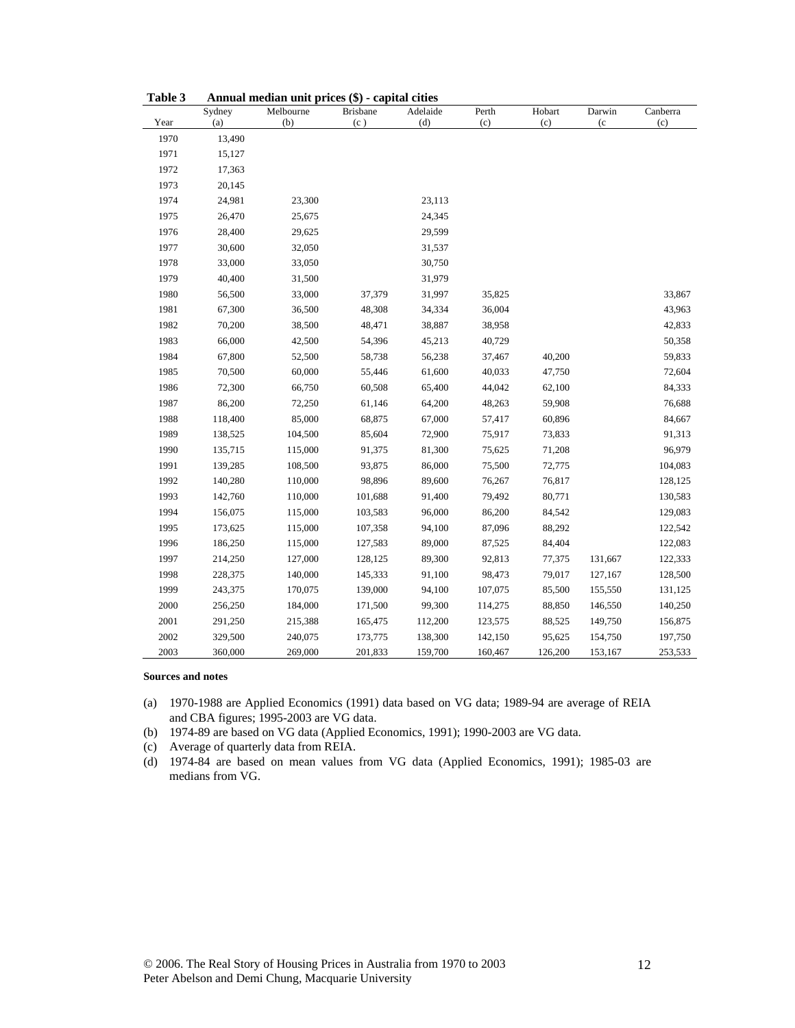**Table 3 Annual median unit prices ($) - capital cities**

| Year | Sydney (a) | Melbourne (b) | Brisbane (c ) | Adelaide (d) | Perth (c) | Hobart (c) | Darwin (c | Canberra (c) |
|---|---|---|---|---|---|---|---|---|
| 1970 | 13,490 | | | | | | | |
| 1971 | 15,127 | | | | | | | |
| 1972 | 17,363 | | | | | | | |
| 1973 | 20,145 | | | | | | | |
| 1974 | 24,981 | 23,300 | | 23,113 | | | | |
| 1975 | 26,470 | 25,675 | | 24,345 | | | | |
| 1976 | 28,400 | 29,625 | | 29,599 | | | | |
| 1977 | 30,600 | 32,050 | | 31,537 | | | | |
| 1978 | 33,000 | 33,050 | | 30,750 | | | | |
| 1979 | 40,400 | 31,500 | | 31,979 | | | | |
| 1980 | 56,500 | 33,000 | 37,379 | 31,997 | 35,825 | | | 33,867 |
| 1981 | 67,300 | 36,500 | 48,308 | 34,334 | 36,004 | | | 43,963 |
| 1982 | 70,200 | 38,500 | 48,471 | 38,887 | 38,958 | | | 42,833 |
| 1983 | 66,000 | 42,500 | 54,396 | 45,213 | 40,729 | | | 50,358 |
| 1984 | 67,800 | 52,500 | 58,738 | 56,238 | 37,467 | 40,200 | | 59,833 |
| 1985 | 70,500 | 60,000 | 55,446 | 61,600 | 40,033 | 47,750 | | 72,604 |
| 1986 | 72,300 | 66,750 | 60,508 | 65,400 | 44,042 | 62,100 | | 84,333 |
| 1987 | 86,200 | 72,250 | 61,146 | 64,200 | 48,263 | 59,908 | | 76,688 |
| 1988 | 118,400 | 85,000 | 68,875 | 67,000 | 57,417 | 60,896 | | 84,667 |
| 1989 | 138,525 | 104,500 | 85,604 | 72,900 | 75,917 | 73,833 | | 91,313 |
| 1990 | 135,715 | 115,000 | 91,375 | 81,300 | 75,625 | 71,208 | | 96,979 |
| 1991 | 139,285 | 108,500 | 93,875 | 86,000 | 75,500 | 72,775 | | 104,083 |
| 1992 | 140,280 | 110,000 | 98,896 | 89,600 | 76,267 | 76,817 | | 128,125 |
| 1993 | 142,760 | 110,000 | 101,688 | 91,400 | 79,492 | 80,771 | | 130,583 |
| 1994 | 156,075 | 115,000 | 103,583 | 96,000 | 86,200 | 84,542 | | 129,083 |
| 1995 | 173,625 | 115,000 | 107,358 | 94,100 | 87,096 | 88,292 | | 122,542 |
| 1996 | 186,250 | 115,000 | 127,583 | 89,000 | 87,525 | 84,404 | | 122,083 |
| 1997 | 214,250 | 127,000 | 128,125 | 89,300 | 92,813 | 77,375 | 131,667 | 122,333 |
| 1998 | 228,375 | 140,000 | 145,333 | 91,100 | 98,473 | 79,017 | 127,167 | 128,500 |
| 1999 | 243,375 | 170,075 | 139,000 | 94,100 | 107,075 | 85,500 | 155,550 | 131,125 |
| 2000 | 256,250 | 184,000 | 171,500 | 99,300 | 114,275 | 88,850 | 146,550 | 140,250 |
| 2001 | 291,250 | 215,388 | 165,475 | 112,200 | 123,575 | 88,525 | 149,750 | 156,875 |
| 2002 | 329,500 | 240,075 | 173,775 | 138,300 | 142,150 | 95,625 | 154,750 | 197,750 |
| 2003 | 360,000 | 269,000 | 201,833 | 159,700 | 160,467 | 126,200 | 153,167 | 253,533 |

**Sources and notes**

(a) 1970-1988 are Applied Economics (1991) data based on VG data; 1989-94 are average of REIA and CBA figures; 1995-2003 are VG data.

(b) 1974-89 are based on VG data (Applied Economics, 1991); 1990-2003 are VG data.

(c) Average of quarterly data from REIA.

(d) 1974-84 are based on mean values from VG data (Applied Economics, 1991); 1985-03 are medians from VG.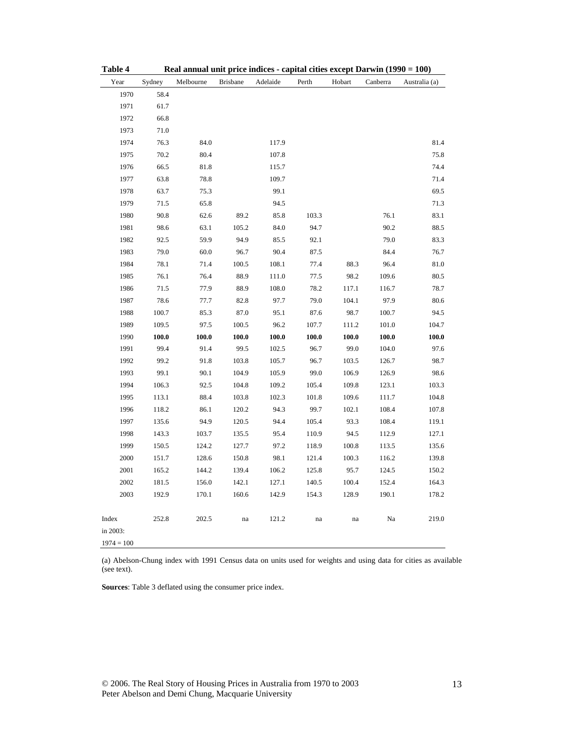**Table 4 Real annual unit price indices - capital cities except Darwin (1990 = 100)**

| Year | Sydney | Melbourne | Brisbane | Adelaide | Perth | Hobart | Canberra | Australia (a) |
|---|---|---|---|---|---|---|---|---|
| 1970 | 58.4 | | | | | | | |
| 1971 | 61.7 | | | | | | | |
| 1972 | 66.8 | | | | | | | |
| 1973 | 71.0 | | | | | | | |
| 1974 | 76.3 | 84.0 | | 117.9 | | | | 81.4 |
| 1975 | 70.2 | 80.4 | | 107.8 | | | | 75.8 |
| 1976 | 66.5 | 81.8 | | 115.7 | | | | 74.4 |
| 1977 | 63.8 | 78.8 | | 109.7 | | | | 71.4 |
| 1978 | 63.7 | 75.3 | | 99.1 | | | | 69.5 |
| 1979 | 71.5 | 65.8 | | 94.5 | | | | 71.3 |
| 1980 | 90.8 | 62.6 | 89.2 | 85.8 | 103.3 | | 76.1 | 83.1 |
| 1981 | 98.6 | 63.1 | 105.2 | 84.0 | 94.7 | | 90.2 | 88.5 |
| 1982 | 92.5 | 59.9 | 94.9 | 85.5 | 92.1 | | 79.0 | 83.3 |
| 1983 | 79.0 | 60.0 | 96.7 | 90.4 | 87.5 | | 84.4 | 76.7 |
| 1984 | 78.1 | 71.4 | 100.5 | 108.1 | 77.4 | 88.3 | 96.4 | 81.0 |
| 1985 | 76.1 | 76.4 | 88.9 | 111.0 | 77.5 | 98.2 | 109.6 | 80.5 |
| 1986 | 71.5 | 77.9 | 88.9 | 108.0 | 78.2 | 117.1 | 116.7 | 78.7 |
| 1987 | 78.6 | 77.7 | 82.8 | 97.7 | 79.0 | 104.1 | 97.9 | 80.6 |
| 1988 | 100.7 | 85.3 | 87.0 | 95.1 | 87.6 | 98.7 | 100.7 | 94.5 |
| 1989 | 109.5 | 97.5 | 100.5 | 96.2 | 107.7 | 111.2 | 101.0 | 104.7 |
| 1990 | **100.0** | **100.0** | **100.0** | **100.0** | **100.0** | **100.0** | **100.0** | **100.0** |
| 1991 | 99.4 | 91.4 | 99.5 | 102.5 | 96.7 | 99.0 | 104.0 | 97.6 |
| 1992 | 99.2 | 91.8 | 103.8 | 105.7 | 96.7 | 103.5 | 126.7 | 98.7 |
| 1993 | 99.1 | 90.1 | 104.9 | 105.9 | 99.0 | 106.9 | 126.9 | 98.6 |
| 1994 | 106.3 | 92.5 | 104.8 | 109.2 | 105.4 | 109.8 | 123.1 | 103.3 |
| 1995 | 113.1 | 88.4 | 103.8 | 102.3 | 101.8 | 109.6 | 111.7 | 104.8 |
| 1996 | 118.2 | 86.1 | 120.2 | 94.3 | 99.7 | 102.1 | 108.4 | 107.8 |
| 1997 | 135.6 | 94.9 | 120.5 | 94.4 | 105.4 | 93.3 | 108.4 | 119.1 |
| 1998 | 143.3 | 103.7 | 135.5 | 95.4 | 110.9 | 94.5 | 112.9 | 127.1 |
| 1999 | 150.5 | 124.2 | 127.7 | 97.2 | 118.9 | 100.8 | 113.5 | 135.6 |
| 2000 | 151.7 | 128.6 | 150.8 | 98.1 | 121.4 | 100.3 | 116.2 | 139.8 |
| 2001 | 165.2 | 144.2 | 139.4 | 106.2 | 125.8 | 95.7 | 124.5 | 150.2 |
| 2002 | 181.5 | 156.0 | 142.1 | 127.1 | 140.5 | 100.4 | 152.4 | 164.3 |
| 2003 | 192.9 | 170.1 | 160.6 | 142.9 | 154.3 | 128.9 | 190.1 | 178.2 |
| Index in 2003: 1974 = 100 | 252.8 | 202.5 | na | 121.2 | na | na | Na | 219.0 |

(a) Abelson-Chung index with 1991 Census data on units used for weights and using data for cities as available (see text).

**Sources**: Table 3 deflated using the consumer price index.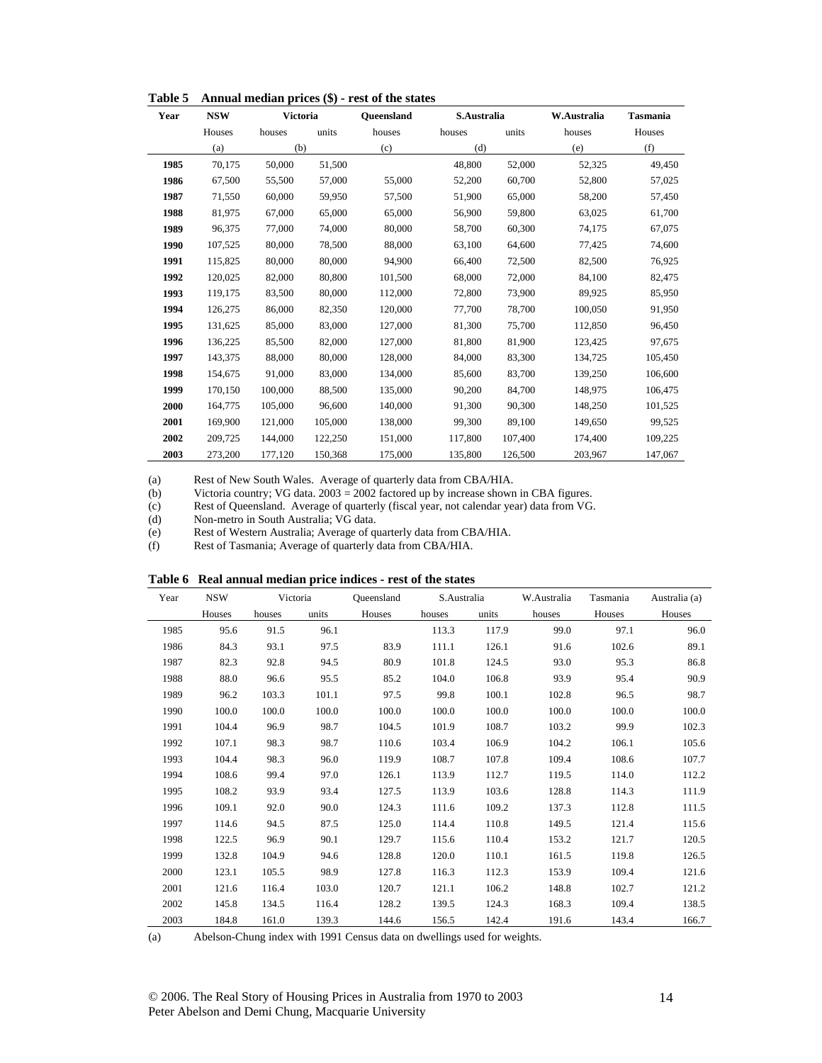**Table 5 Annual median prices ($) - rest of the states**

| Year | NSW | Victoria | | Queensland | S.Australia | | W.Australia | Tasmania |
|---|---|---|---|---|---|---|---|---|
| | Houses | houses | units | houses | houses | units | houses | Houses |
| | (a) | (b) | | (c) | (d) | | (e) | (f) |
| **1985** | 70,175 | 50,000 | 51,500 | | 48,800 | 52,000 | 52,325 | 49,450 |
| **1986** | 67,500 | 55,500 | 57,000 | 55,000 | 52,200 | 60,700 | 52,800 | 57,025 |
| **1987** | 71,550 | 60,000 | 59,950 | 57,500 | 51,900 | 65,000 | 58,200 | 57,450 |
| **1988** | 81,975 | 67,000 | 65,000 | 65,000 | 56,900 | 59,800 | 63,025 | 61,700 |
| **1989** | 96,375 | 77,000 | 74,000 | 80,000 | 58,700 | 60,300 | 74,175 | 67,075 |
| **1990** | 107,525 | 80,000 | 78,500 | 88,000 | 63,100 | 64,600 | 77,425 | 74,600 |
| **1991** | 115,825 | 80,000 | 80,000 | 94,900 | 66,400 | 72,500 | 82,500 | 76,925 |
| **1992** | 120,025 | 82,000 | 80,800 | 101,500 | 68,000 | 72,000 | 84,100 | 82,475 |
| **1993** | 119,175 | 83,500 | 80,000 | 112,000 | 72,800 | 73,900 | 89,925 | 85,950 |
| **1994** | 126,275 | 86,000 | 82,350 | 120,000 | 77,700 | 78,700 | 100,050 | 91,950 |
| **1995** | 131,625 | 85,000 | 83,000 | 127,000 | 81,300 | 75,700 | 112,850 | 96,450 |
| **1996** | 136,225 | 85,500 | 82,000 | 127,000 | 81,800 | 81,900 | 123,425 | 97,675 |
| **1997** | 143,375 | 88,000 | 80,000 | 128,000 | 84,000 | 83,300 | 134,725 | 105,450 |
| **1998** | 154,675 | 91,000 | 83,000 | 134,000 | 85,600 | 83,700 | 139,250 | 106,600 |
| **1999** | 170,150 | 100,000 | 88,500 | 135,000 | 90,200 | 84,700 | 148,975 | 106,475 |
| **2000** | 164,775 | 105,000 | 96,600 | 140,000 | 91,300 | 90,300 | 148,250 | 101,525 |
| **2001** | 169,900 | 121,000 | 105,000 | 138,000 | 99,300 | 89,100 | 149,650 | 99,525 |
| **2002** | 209,725 | 144,000 | 122,250 | 151,000 | 117,800 | 107,400 | 174,400 | 109,225 |
| **2003** | 273,200 | 177,120 | 150,368 | 175,000 | 135,800 | 126,500 | 203,967 | 147,067 |

(a) Rest of New South Wales. Average of quarterly data from CBA/HIA.
(b) Victoria country; VG data. 2003 = 2002 factored up by increase shown in CBA figures.
(c) Rest of Queensland. Average of quarterly (fiscal year, not calendar year) data from VG.
(d) Non-metro in South Australia; VG data.
(e) Rest of Western Australia; Average of quarterly data from CBA/HIA.
(f) Rest of Tasmania; Average of quarterly data from CBA/HIA.

**Table 6 Real annual median price indices - rest of the states**

| Year | NSW | Victoria | | Queensland | S.Australia | | W.Australia | Tasmania | Australia (a) |
|---|---|---|---|---|---|---|---|---|---|
| | Houses | houses | units | Houses | houses | units | houses | Houses | Houses |
| 1985 | 95.6 | 91.5 | 96.1 | | 113.3 | 117.9 | 99.0 | 97.1 | 96.0 |
| 1986 | 84.3 | 93.1 | 97.5 | 83.9 | 111.1 | 126.1 | 91.6 | 102.6 | 89.1 |
| 1987 | 82.3 | 92.8 | 94.5 | 80.9 | 101.8 | 124.5 | 93.0 | 95.3 | 86.8 |
| 1988 | 88.0 | 96.6 | 95.5 | 85.2 | 104.0 | 106.8 | 93.9 | 95.4 | 90.9 |
| 1989 | 96.2 | 103.3 | 101.1 | 97.5 | 99.8 | 100.1 | 102.8 | 96.5 | 98.7 |
| 1990 | 100.0 | 100.0 | 100.0 | 100.0 | 100.0 | 100.0 | 100.0 | 100.0 | 100.0 |
| 1991 | 104.4 | 96.9 | 98.7 | 104.5 | 101.9 | 108.7 | 103.2 | 99.9 | 102.3 |
| 1992 | 107.1 | 98.3 | 98.7 | 110.6 | 103.4 | 106.9 | 104.2 | 106.1 | 105.6 |
| 1993 | 104.4 | 98.3 | 96.0 | 119.9 | 108.7 | 107.8 | 109.4 | 108.6 | 107.7 |
| 1994 | 108.6 | 99.4 | 97.0 | 126.1 | 113.9 | 112.7 | 119.5 | 114.0 | 112.2 |
| 1995 | 108.2 | 93.9 | 93.4 | 127.5 | 113.9 | 103.6 | 128.8 | 114.3 | 111.9 |
| 1996 | 109.1 | 92.0 | 90.0 | 124.3 | 111.6 | 109.2 | 137.3 | 112.8 | 111.5 |
| 1997 | 114.6 | 94.5 | 87.5 | 125.0 | 114.4 | 110.8 | 149.5 | 121.4 | 115.6 |
| 1998 | 122.5 | 96.9 | 90.1 | 129.7 | 115.6 | 110.4 | 153.2 | 121.7 | 120.5 |
| 1999 | 132.8 | 104.9 | 94.6 | 128.8 | 120.0 | 110.1 | 161.5 | 119.8 | 126.5 |
| 2000 | 123.1 | 105.5 | 98.9 | 127.8 | 116.3 | 112.3 | 153.9 | 109.4 | 121.6 |
| 2001 | 121.6 | 116.4 | 103.0 | 120.7 | 121.1 | 106.2 | 148.8 | 102.7 | 121.2 |
| 2002 | 145.8 | 134.5 | 116.4 | 128.2 | 139.5 | 124.3 | 168.3 | 109.4 | 138.5 |
| 2003 | 184.8 | 161.0 | 139.3 | 144.6 | 156.5 | 142.4 | 191.6 | 143.4 | 166.7 |

(a) Abelson-Chung index with 1991 Census data on dwellings used for weights.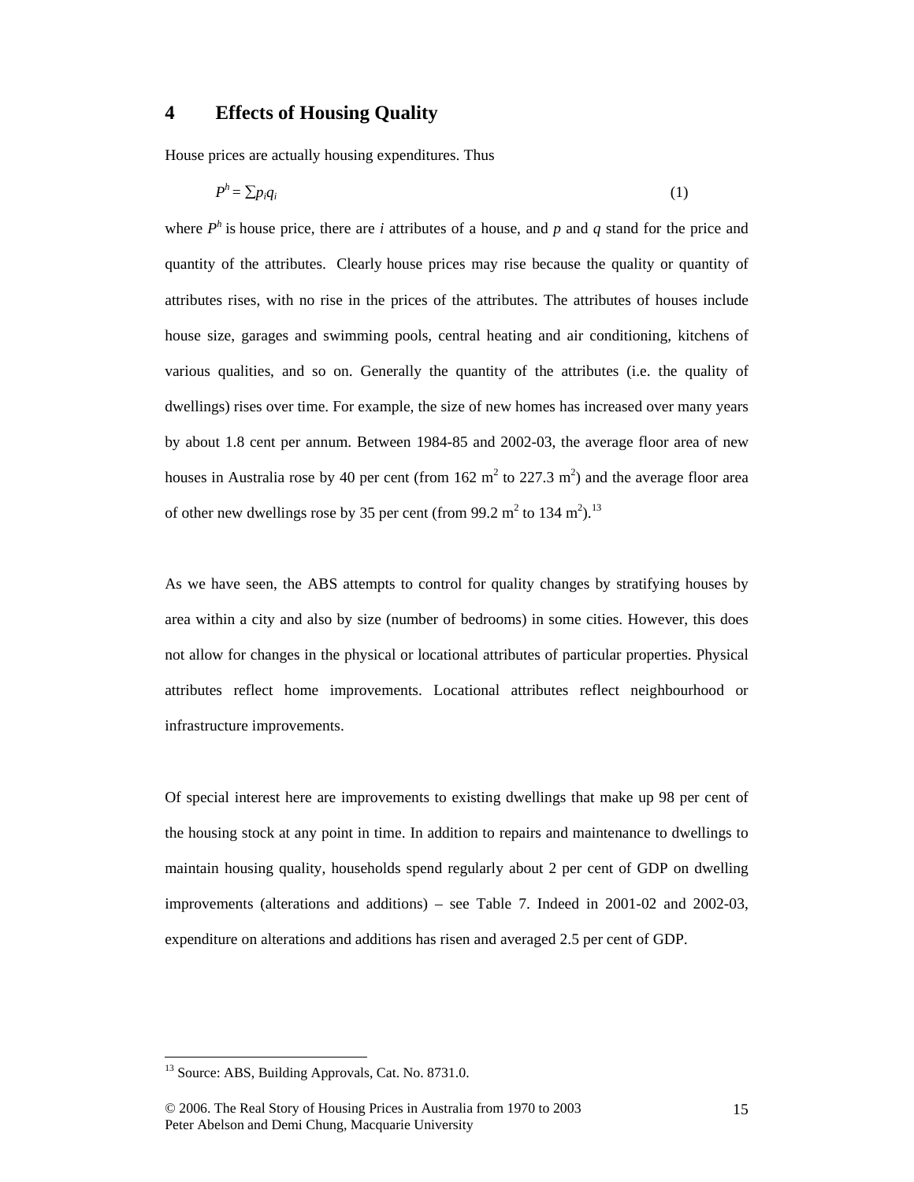## 4 Effects of Housing Quality

House prices are actually housing expenditures. Thus

$$P^h = \sum p_i q_i \tag{1}$$

where $P^h$ is house price, there are $i$ attributes of a house, and $p$ and $q$ stand for the price and quantity of the attributes. Clearly house prices may rise because the quality or quantity of attributes rises, with no rise in the prices of the attributes. The attributes of houses include house size, garages and swimming pools, central heating and air conditioning, kitchens of various qualities, and so on. Generally the quantity of the attributes (i.e. the quality of dwellings) rises over time. For example, the size of new homes has increased over many years by about 1.8 cent per annum. Between 1984-85 and 2002-03, the average floor area of new houses in Australia rose by 40 per cent (from 162 $m^2$ to 227.3 $m^2$) and the average floor area of other new dwellings rose by 35 per cent (from 99.2 $m^2$ to 134 $m^2$).[13]

As we have seen, the ABS attempts to control for quality changes by stratifying houses by area within a city and also by size (number of bedrooms) in some cities. However, this does not allow for changes in the physical or locational attributes of particular properties. Physical attributes reflect home improvements. Locational attributes reflect neighbourhood or infrastructure improvements.

Of special interest here are improvements to existing dwellings that make up 98 per cent of the housing stock at any point in time. In addition to repairs and maintenance to dwellings to maintain housing quality, households spend regularly about 2 per cent of GDP on dwelling improvements (alterations and additions) – see Table 7. Indeed in 2001-02 and 2002-03, expenditure on alterations and additions has risen and averaged 2.5 per cent of GDP.

[13] Source: ABS, Building Approvals, Cat. No. 8731.0.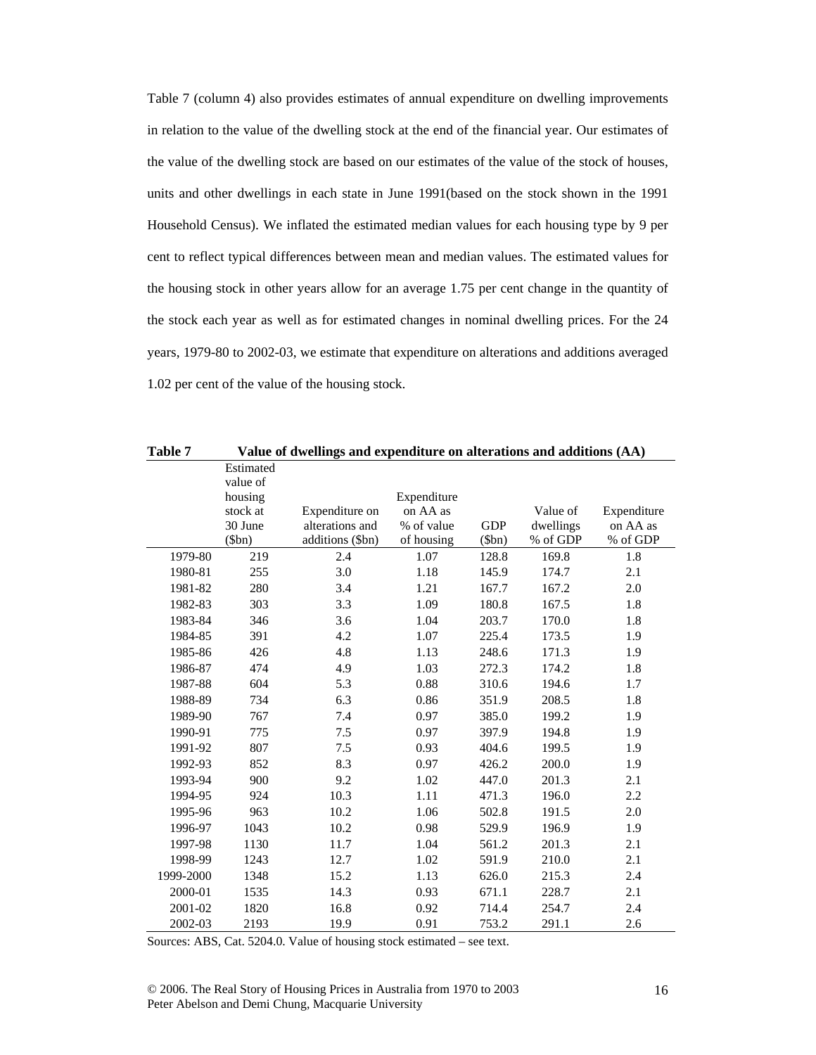Table 7 (column 4) also provides estimates of annual expenditure on dwelling improvements in relation to the value of the dwelling stock at the end of the financial year. Our estimates of the value of the dwelling stock are based on our estimates of the value of the stock of houses, units and other dwellings in each state in June 1991(based on the stock shown in the 1991 Household Census). We inflated the estimated median values for each housing type by 9 per cent to reflect typical differences between mean and median values. The estimated values for the housing stock in other years allow for an average 1.75 per cent change in the quantity of the stock each year as well as for estimated changes in nominal dwelling prices. For the 24 years, 1979-80 to 2002-03, we estimate that expenditure on alterations and additions averaged 1.02 per cent of the value of the housing stock.

**Table 7 Value of dwellings and expenditure on alterations and additions (AA)**

| | Estimated value of housing stock at 30 June ($bn) | Expenditure on alterations and additions ($bn) | Expenditure on AA as % of value of housing | GDP ($bn) | Value of dwellings % of GDP | Expenditure on AA as % of GDP |
|---|---|---|---|---|---|---|
| 1979-80 | 219 | 2.4 | 1.07 | 128.8 | 169.8 | 1.8 |
| 1980-81 | 255 | 3.0 | 1.18 | 145.9 | 174.7 | 2.1 |
| 1981-82 | 280 | 3.4 | 1.21 | 167.7 | 167.2 | 2.0 |
| 1982-83 | 303 | 3.3 | 1.09 | 180.8 | 167.5 | 1.8 |
| 1983-84 | 346 | 3.6 | 1.04 | 203.7 | 170.0 | 1.8 |
| 1984-85 | 391 | 4.2 | 1.07 | 225.4 | 173.5 | 1.9 |
| 1985-86 | 426 | 4.8 | 1.13 | 248.6 | 171.3 | 1.9 |
| 1986-87 | 474 | 4.9 | 1.03 | 272.3 | 174.2 | 1.8 |
| 1987-88 | 604 | 5.3 | 0.88 | 310.6 | 194.6 | 1.7 |
| 1988-89 | 734 | 6.3 | 0.86 | 351.9 | 208.5 | 1.8 |
| 1989-90 | 767 | 7.4 | 0.97 | 385.0 | 199.2 | 1.9 |
| 1990-91 | 775 | 7.5 | 0.97 | 397.9 | 194.8 | 1.9 |
| 1991-92 | 807 | 7.5 | 0.93 | 404.6 | 199.5 | 1.9 |
| 1992-93 | 852 | 8.3 | 0.97 | 426.2 | 200.0 | 1.9 |
| 1993-94 | 900 | 9.2 | 1.02 | 447.0 | 201.3 | 2.1 |
| 1994-95 | 924 | 10.3 | 1.11 | 471.3 | 196.0 | 2.2 |
| 1995-96 | 963 | 10.2 | 1.06 | 502.8 | 191.5 | 2.0 |
| 1996-97 | 1043 | 10.2 | 0.98 | 529.9 | 196.9 | 1.9 |
| 1997-98 | 1130 | 11.7 | 1.04 | 561.2 | 201.3 | 2.1 |
| 1998-99 | 1243 | 12.7 | 1.02 | 591.9 | 210.0 | 2.1 |
| 1999-2000 | 1348 | 15.2 | 1.13 | 626.0 | 215.3 | 2.4 |
| 2000-01 | 1535 | 14.3 | 0.93 | 671.1 | 228.7 | 2.1 |
| 2001-02 | 1820 | 16.8 | 0.92 | 714.4 | 254.7 | 2.4 |
| 2002-03 | 2193 | 19.9 | 0.91 | 753.2 | 291.1 | 2.6 |

Sources: ABS, Cat. 5204.0. Value of housing stock estimated – see text.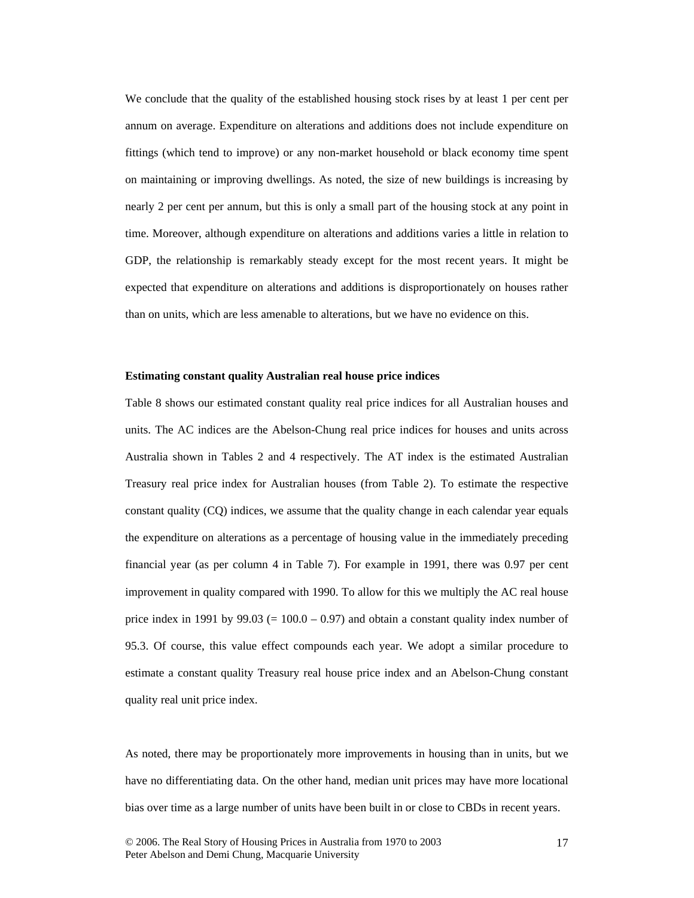We conclude that the quality of the established housing stock rises by at least 1 per cent per annum on average. Expenditure on alterations and additions does not include expenditure on fittings (which tend to improve) or any non-market household or black economy time spent on maintaining or improving dwellings. As noted, the size of new buildings is increasing by nearly 2 per cent per annum, but this is only a small part of the housing stock at any point in time. Moreover, although expenditure on alterations and additions varies a little in relation to GDP, the relationship is remarkably steady except for the most recent years. It might be expected that expenditure on alterations and additions is disproportionately on houses rather than on units, which are less amenable to alterations, but we have no evidence on this.

**Estimating constant quality Australian real house price indices**

Table 8 shows our estimated constant quality real price indices for all Australian houses and units. The AC indices are the Abelson-Chung real price indices for houses and units across Australia shown in Tables 2 and 4 respectively. The AT index is the estimated Australian Treasury real price index for Australian houses (from Table 2). To estimate the respective constant quality (CQ) indices, we assume that the quality change in each calendar year equals the expenditure on alterations as a percentage of housing value in the immediately preceding financial year (as per column 4 in Table 7). For example in 1991, there was 0.97 per cent improvement in quality compared with 1990. To allow for this we multiply the AC real house price index in 1991 by 99.03 (= 100.0 – 0.97) and obtain a constant quality index number of 95.3. Of course, this value effect compounds each year. We adopt a similar procedure to estimate a constant quality Treasury real house price index and an Abelson-Chung constant quality real unit price index.

As noted, there may be proportionately more improvements in housing than in units, but we have no differentiating data. On the other hand, median unit prices may have more locational bias over time as a large number of units have been built in or close to CBDs in recent years.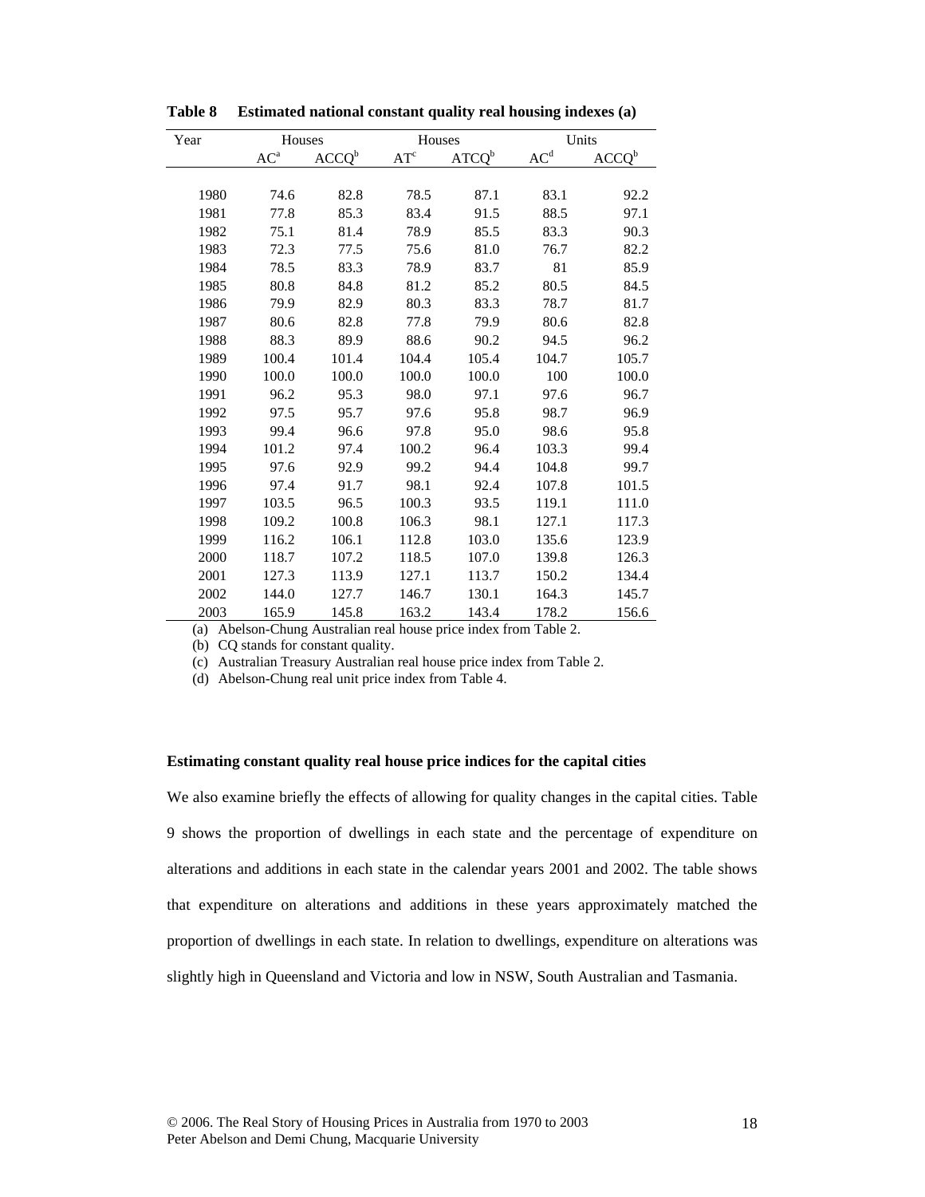**Table 8 Estimated national constant quality real housing indexes (a)**

| Year | Houses | | Houses | | Units | |
|---|---|---|---|---|---|---|
| | AC[a] | ACCQ[b] | AT[c] | ATCQ[b] | AC[d] | ACCQ[b] |
| 1980 | 74.6 | 82.8 | 78.5 | 87.1 | 83.1 | 92.2 |
| 1981 | 77.8 | 85.3 | 83.4 | 91.5 | 88.5 | 97.1 |
| 1982 | 75.1 | 81.4 | 78.9 | 85.5 | 83.3 | 90.3 |
| 1983 | 72.3 | 77.5 | 75.6 | 81.0 | 76.7 | 82.2 |
| 1984 | 78.5 | 83.3 | 78.9 | 83.7 | 81 | 85.9 |
| 1985 | 80.8 | 84.8 | 81.2 | 85.2 | 80.5 | 84.5 |
| 1986 | 79.9 | 82.9 | 80.3 | 83.3 | 78.7 | 81.7 |
| 1987 | 80.6 | 82.8 | 77.8 | 79.9 | 80.6 | 82.8 |
| 1988 | 88.3 | 89.9 | 88.6 | 90.2 | 94.5 | 96.2 |
| 1989 | 100.4 | 101.4 | 104.4 | 105.4 | 104.7 | 105.7 |
| 1990 | 100.0 | 100.0 | 100.0 | 100.0 | 100 | 100.0 |
| 1991 | 96.2 | 95.3 | 98.0 | 97.1 | 97.6 | 96.7 |
| 1992 | 97.5 | 95.7 | 97.6 | 95.8 | 98.7 | 96.9 |
| 1993 | 99.4 | 96.6 | 97.8 | 95.0 | 98.6 | 95.8 |
| 1994 | 101.2 | 97.4 | 100.2 | 96.4 | 103.3 | 99.4 |
| 1995 | 97.6 | 92.9 | 99.2 | 94.4 | 104.8 | 99.7 |
| 1996 | 97.4 | 91.7 | 98.1 | 92.4 | 107.8 | 101.5 |
| 1997 | 103.5 | 96.5 | 100.3 | 93.5 | 119.1 | 111.0 |
| 1998 | 109.2 | 100.8 | 106.3 | 98.1 | 127.1 | 117.3 |
| 1999 | 116.2 | 106.1 | 112.8 | 103.0 | 135.6 | 123.9 |
| 2000 | 118.7 | 107.2 | 118.5 | 107.0 | 139.8 | 126.3 |
| 2001 | 127.3 | 113.9 | 127.1 | 113.7 | 150.2 | 134.4 |
| 2002 | 144.0 | 127.7 | 146.7 | 130.1 | 164.3 | 145.7 |
| 2003 | 165.9 | 145.8 | 163.2 | 143.4 | 178.2 | 156.6 |

(a) Abelson-Chung Australian real house price index from Table 2.
(b) CQ stands for constant quality.
(c) Australian Treasury Australian real house price index from Table 2.
(d) Abelson-Chung real unit price index from Table 4.

**Estimating constant quality real house price indices for the capital cities**

We also examine briefly the effects of allowing for quality changes in the capital cities. Table 9 shows the proportion of dwellings in each state and the percentage of expenditure on alterations and additions in each state in the calendar years 2001 and 2002. The table shows that expenditure on alterations and additions in these years approximately matched the proportion of dwellings in each state. In relation to dwellings, expenditure on alterations was slightly high in Queensland and Victoria and low in NSW, South Australian and Tasmania.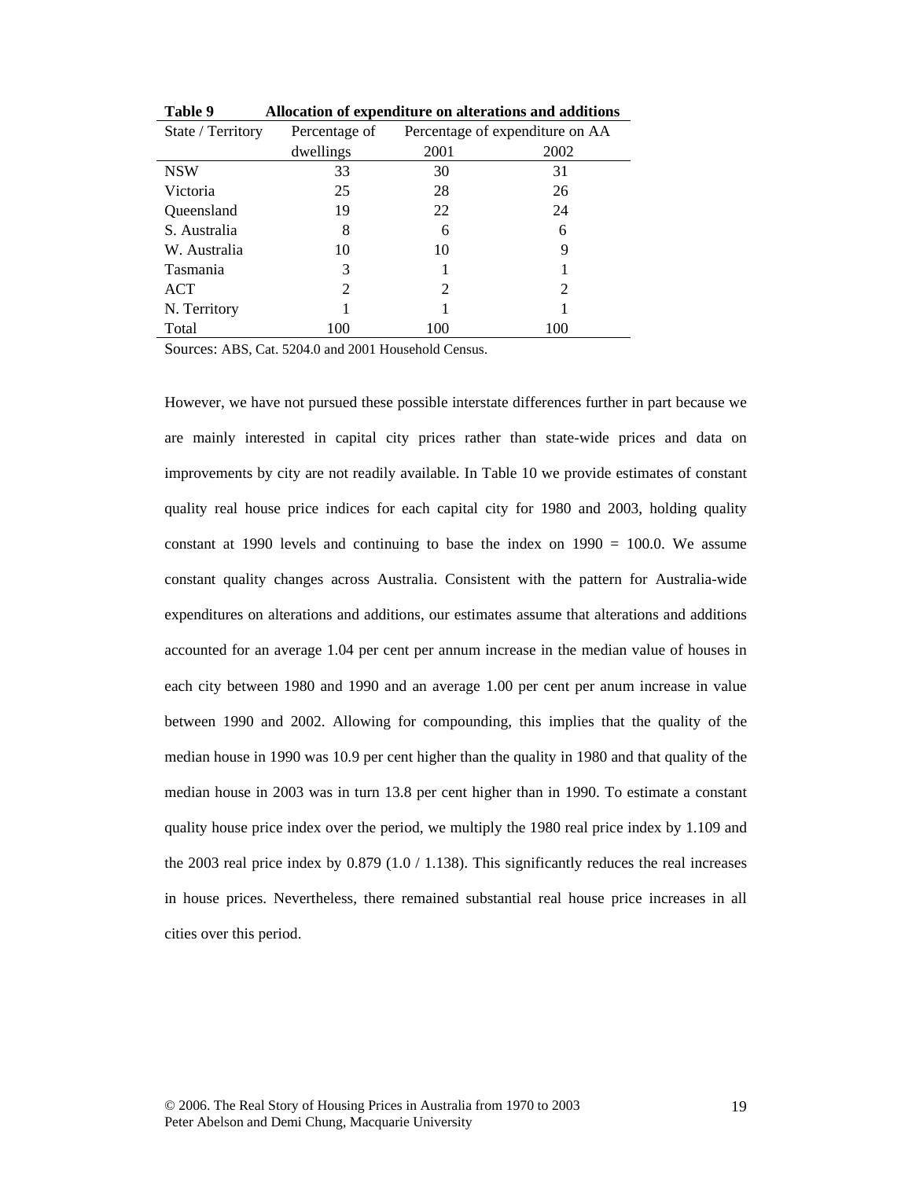**Table 9 Allocation of expenditure on alterations and additions**

| State / Territory | Percentage of dwellings | Percentage of expenditure on AA | |
|---|---|---|---|
| | | 2001 | 2002 |
| NSW | 33 | 30 | 31 |
| Victoria | 25 | 28 | 26 |
| Queensland | 19 | 22 | 24 |
| S. Australia | 8 | 6 | 6 |
| W. Australia | 10 | 10 | 9 |
| Tasmania | 3 | 1 | 1 |
| ACT | 2 | 2 | 2 |
| N. Territory | 1 | 1 | 1 |
| Total | 100 | 100 | 100 |

Sources: ABS, Cat. 5204.0 and 2001 Household Census.

However, we have not pursued these possible interstate differences further in part because we are mainly interested in capital city prices rather than state-wide prices and data on improvements by city are not readily available. In Table 10 we provide estimates of constant quality real house price indices for each capital city for 1980 and 2003, holding quality constant at 1990 levels and continuing to base the index on 1990 = 100.0. We assume constant quality changes across Australia. Consistent with the pattern for Australia-wide expenditures on alterations and additions, our estimates assume that alterations and additions accounted for an average 1.04 per cent per annum increase in the median value of houses in each city between 1980 and 1990 and an average 1.00 per cent per anum increase in value between 1990 and 2002. Allowing for compounding, this implies that the quality of the median house in 1990 was 10.9 per cent higher than the quality in 1980 and that quality of the median house in 2003 was in turn 13.8 per cent higher than in 1990. To estimate a constant quality house price index over the period, we multiply the 1980 real price index by 1.109 and the 2003 real price index by 0.879 (1.0 / 1.138). This significantly reduces the real increases in house prices. Nevertheless, there remained substantial real house price increases in all cities over this period.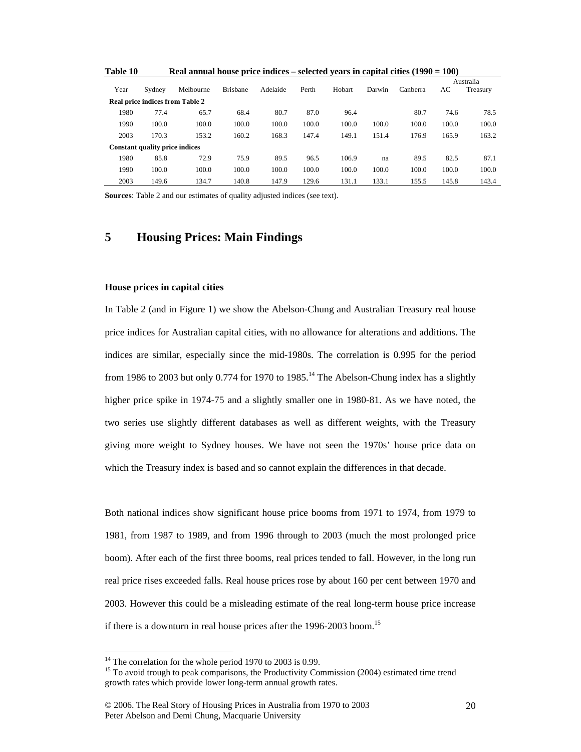**Table 10 Real annual house price indices – selected years in capital cities (1990 = 100)**

| Year | Sydney | Melbourne | Brisbane | Adelaide | Perth | Hobart | Darwin | Canberra | Australia AC | Australia Treasury |
|---|---|---|---|---|---|---|---|---|---|---|
| **Real price indices from Table 2** | | | | | | | | | | |
| 1980 | 77.4 | 65.7 | 68.4 | 80.7 | 87.0 | 96.4 | | 80.7 | 74.6 | 78.5 |
| 1990 | 100.0 | 100.0 | 100.0 | 100.0 | 100.0 | 100.0 | 100.0 | 100.0 | 100.0 | 100.0 |
| 2003 | 170.3 | 153.2 | 160.2 | 168.3 | 147.4 | 149.1 | 151.4 | 176.9 | 165.9 | 163.2 |
| **Constant quality price indices** | | | | | | | | | | |
| 1980 | 85.8 | 72.9 | 75.9 | 89.5 | 96.5 | 106.9 | na | 89.5 | 82.5 | 87.1 |
| 1990 | 100.0 | 100.0 | 100.0 | 100.0 | 100.0 | 100.0 | 100.0 | 100.0 | 100.0 | 100.0 |
| 2003 | 149.6 | 134.7 | 140.8 | 147.9 | 129.6 | 131.1 | 133.1 | 155.5 | 145.8 | 143.4 |

**Sources**: Table 2 and our estimates of quality adjusted indices (see text).

# 5 Housing Prices: Main Findings

### House prices in capital cities

In Table 2 (and in Figure 1) we show the Abelson-Chung and Australian Treasury real house price indices for Australian capital cities, with no allowance for alterations and additions. The indices are similar, especially since the mid-1980s. The correlation is 0.995 for the period from 1986 to 2003 but only 0.774 for 1970 to 1985.[14] The Abelson-Chung index has a slightly higher price spike in 1974-75 and a slightly smaller one in 1980-81. As we have noted, the two series use slightly different databases as well as different weights, with the Treasury giving more weight to Sydney houses. We have not seen the 1970s' house price data on which the Treasury index is based and so cannot explain the differences in that decade.

Both national indices show significant house price booms from 1971 to 1974, from 1979 to 1981, from 1987 to 1989, and from 1996 through to 2003 (much the most prolonged price boom). After each of the first three booms, real prices tended to fall. However, in the long run real price rises exceeded falls. Real house prices rose by about 160 per cent between 1970 and 2003. However this could be a misleading estimate of the real long-term house price increase if there is a downturn in real house prices after the 1996-2003 boom.[15]

---

[14] The correlation for the whole period 1970 to 2003 is 0.99.

[15] To avoid trough to peak comparisons, the Productivity Commission (2004) estimated time trend growth rates which provide lower long-term annual growth rates.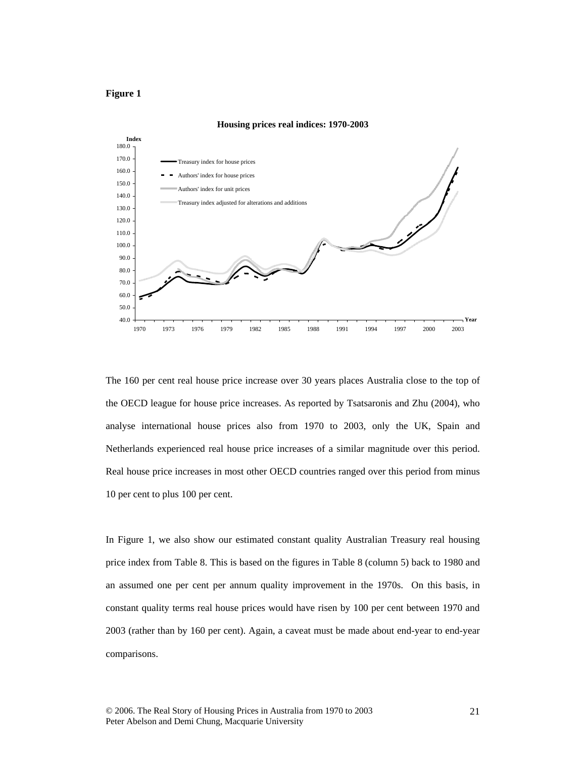**Figure 1**

**Housing prices real indices: 1970-2003**

The 160 per cent real house price increase over 30 years places Australia close to the top of the OECD league for house price increases. As reported by Tsatsaronis and Zhu (2004), who analyse international house prices also from 1970 to 2003, only the UK, Spain and Netherlands experienced real house price increases of a similar magnitude over this period. Real house price increases in most other OECD countries ranged over this period from minus 10 per cent to plus 100 per cent.

In Figure 1, we also show our estimated constant quality Australian Treasury real housing price index from Table 8. This is based on the figures in Table 8 (column 5) back to 1980 and an assumed one per cent per annum quality improvement in the 1970s. On this basis, in constant quality terms real house prices would have risen by 100 per cent between 1970 and 2003 (rather than by 160 per cent). Again, a caveat must be made about end-year to end-year comparisons.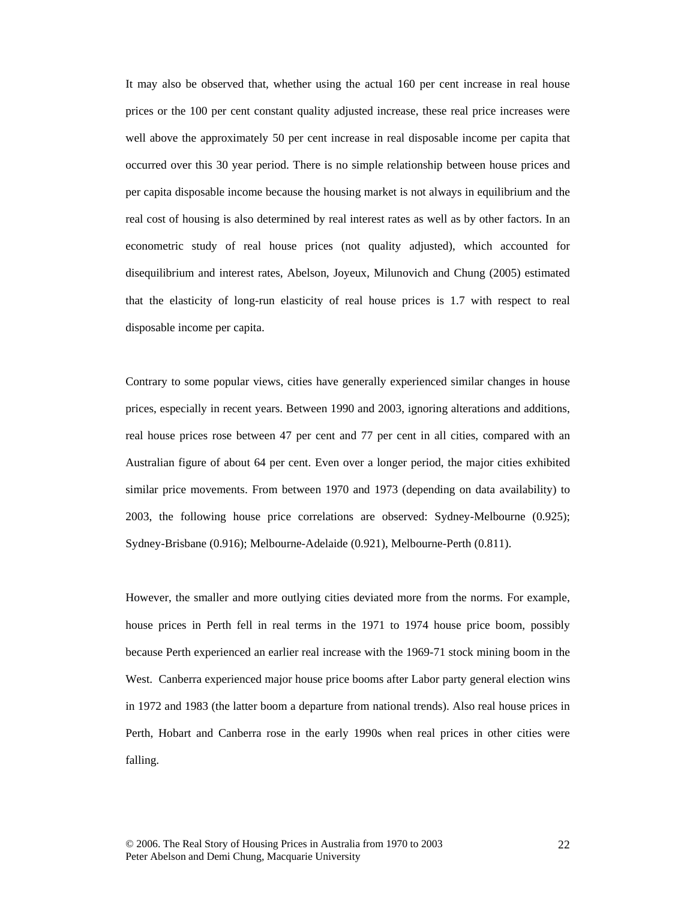It may also be observed that, whether using the actual 160 per cent increase in real house prices or the 100 per cent constant quality adjusted increase, these real price increases were well above the approximately 50 per cent increase in real disposable income per capita that occurred over this 30 year period. There is no simple relationship between house prices and per capita disposable income because the housing market is not always in equilibrium and the real cost of housing is also determined by real interest rates as well as by other factors. In an econometric study of real house prices (not quality adjusted), which accounted for disequilibrium and interest rates, Abelson, Joyeux, Milunovich and Chung (2005) estimated that the elasticity of long-run elasticity of real house prices is 1.7 with respect to real disposable income per capita.

Contrary to some popular views, cities have generally experienced similar changes in house prices, especially in recent years. Between 1990 and 2003, ignoring alterations and additions, real house prices rose between 47 per cent and 77 per cent in all cities, compared with an Australian figure of about 64 per cent. Even over a longer period, the major cities exhibited similar price movements. From between 1970 and 1973 (depending on data availability) to 2003, the following house price correlations are observed: Sydney-Melbourne (0.925); Sydney-Brisbane (0.916); Melbourne-Adelaide (0.921), Melbourne-Perth (0.811).

However, the smaller and more outlying cities deviated more from the norms. For example, house prices in Perth fell in real terms in the 1971 to 1974 house price boom, possibly because Perth experienced an earlier real increase with the 1969-71 stock mining boom in the West. Canberra experienced major house price booms after Labor party general election wins in 1972 and 1983 (the latter boom a departure from national trends). Also real house prices in Perth, Hobart and Canberra rose in the early 1990s when real prices in other cities were falling.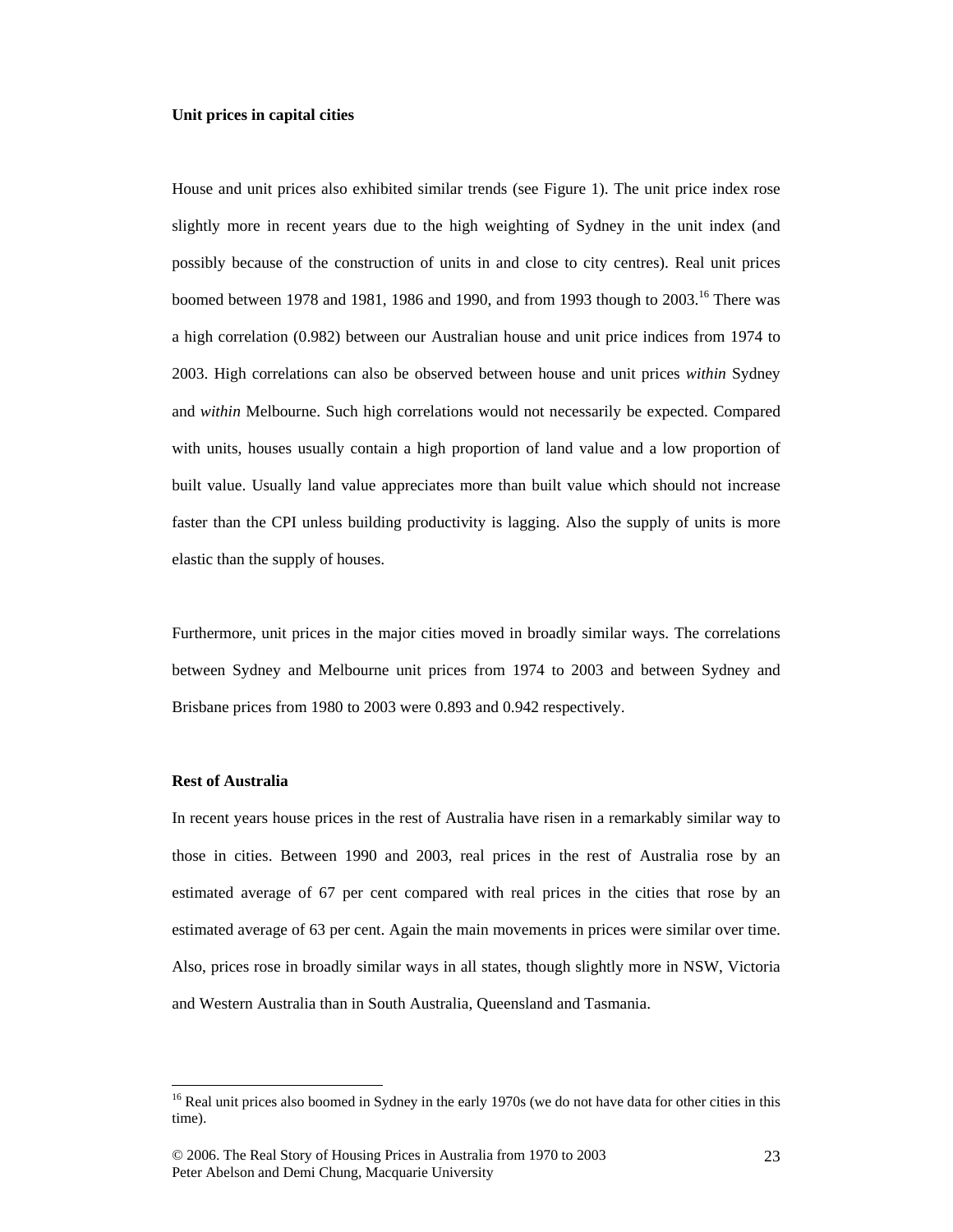**Unit prices in capital cities**

House and unit prices also exhibited similar trends (see Figure 1). The unit price index rose slightly more in recent years due to the high weighting of Sydney in the unit index (and possibly because of the construction of units in and close to city centres). Real unit prices boomed between 1978 and 1981, 1986 and 1990, and from 1993 though to 2003.[16] There was a high correlation (0.982) between our Australian house and unit price indices from 1974 to 2003. High correlations can also be observed between house and unit prices *within* Sydney and *within* Melbourne. Such high correlations would not necessarily be expected. Compared with units, houses usually contain a high proportion of land value and a low proportion of built value. Usually land value appreciates more than built value which should not increase faster than the CPI unless building productivity is lagging. Also the supply of units is more elastic than the supply of houses.

Furthermore, unit prices in the major cities moved in broadly similar ways. The correlations between Sydney and Melbourne unit prices from 1974 to 2003 and between Sydney and Brisbane prices from 1980 to 2003 were 0.893 and 0.942 respectively.

**Rest of Australia**

In recent years house prices in the rest of Australia have risen in a remarkably similar way to those in cities. Between 1990 and 2003, real prices in the rest of Australia rose by an estimated average of 67 per cent compared with real prices in the cities that rose by an estimated average of 63 per cent. Again the main movements in prices were similar over time. Also, prices rose in broadly similar ways in all states, though slightly more in NSW, Victoria and Western Australia than in South Australia, Queensland and Tasmania.

[16] Real unit prices also boomed in Sydney in the early 1970s (we do not have data for other cities in this time).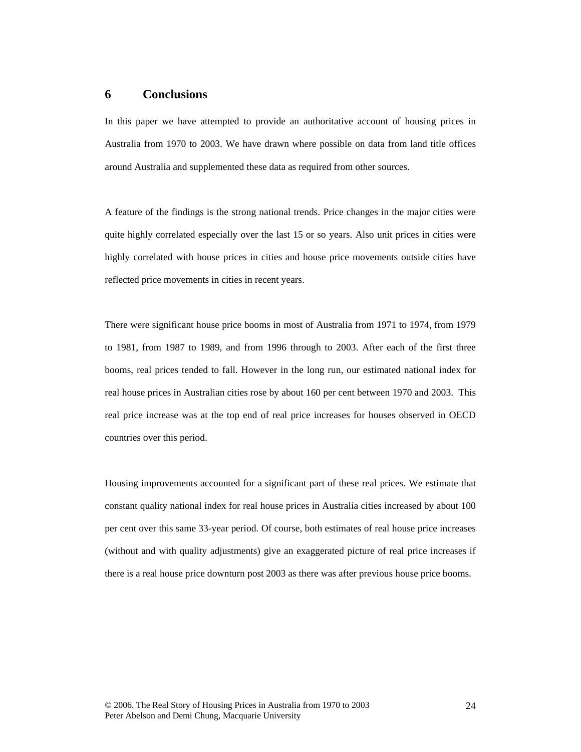## 6 Conclusions

In this paper we have attempted to provide an authoritative account of housing prices in Australia from 1970 to 2003. We have drawn where possible on data from land title offices around Australia and supplemented these data as required from other sources.

A feature of the findings is the strong national trends. Price changes in the major cities were quite highly correlated especially over the last 15 or so years. Also unit prices in cities were highly correlated with house prices in cities and house price movements outside cities have reflected price movements in cities in recent years.

There were significant house price booms in most of Australia from 1971 to 1974, from 1979 to 1981, from 1987 to 1989, and from 1996 through to 2003. After each of the first three booms, real prices tended to fall. However in the long run, our estimated national index for real house prices in Australian cities rose by about 160 per cent between 1970 and 2003. This real price increase was at the top end of real price increases for houses observed in OECD countries over this period.

Housing improvements accounted for a significant part of these real prices. We estimate that constant quality national index for real house prices in Australia cities increased by about 100 per cent over this same 33-year period. Of course, both estimates of real house price increases (without and with quality adjustments) give an exaggerated picture of real price increases if there is a real house price downturn post 2003 as there was after previous house price booms.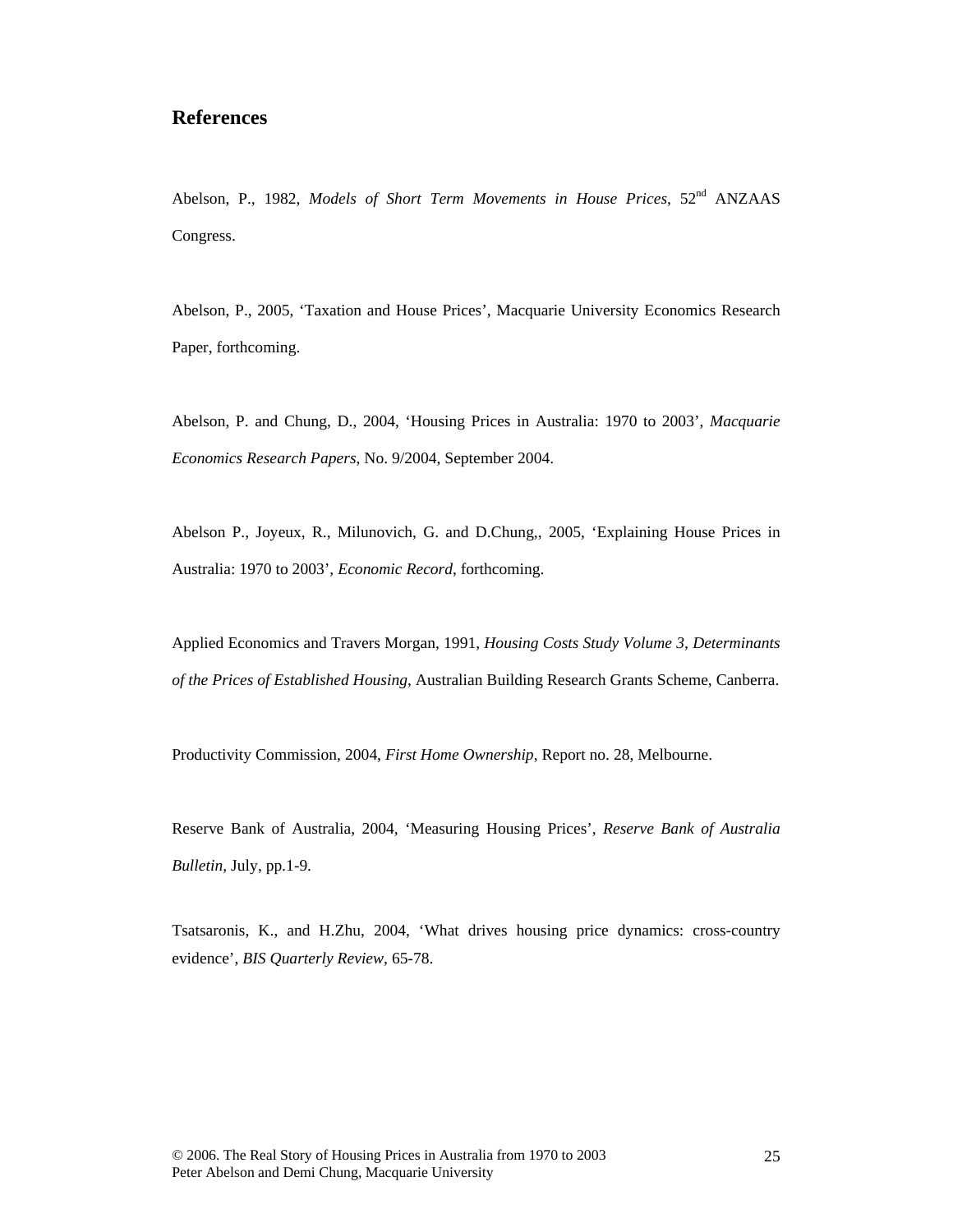## References

Abelson, P., 1982, *Models of Short Term Movements in House Prices*, 52nd ANZAAS Congress.

Abelson, P., 2005, 'Taxation and House Prices', Macquarie University Economics Research Paper, forthcoming.

Abelson, P. and Chung, D., 2004, 'Housing Prices in Australia: 1970 to 2003', *Macquarie Economics Research Papers*, No. 9/2004, September 2004.

Abelson P., Joyeux, R., Milunovich, G. and D.Chung,, 2005, 'Explaining House Prices in Australia: 1970 to 2003', *Economic Record*, forthcoming.

Applied Economics and Travers Morgan, 1991, *Housing Costs Study Volume 3, Determinants of the Prices of Established Housing*, Australian Building Research Grants Scheme, Canberra.

Productivity Commission, 2004, *First Home Ownership*, Report no. 28, Melbourne.

Reserve Bank of Australia, 2004, 'Measuring Housing Prices', *Reserve Bank of Australia Bulletin*, July, pp.1-9.

Tsatsaronis, K., and H.Zhu, 2004, 'What drives housing price dynamics: cross-country evidence', *BIS Quarterly Review*, 65-78.